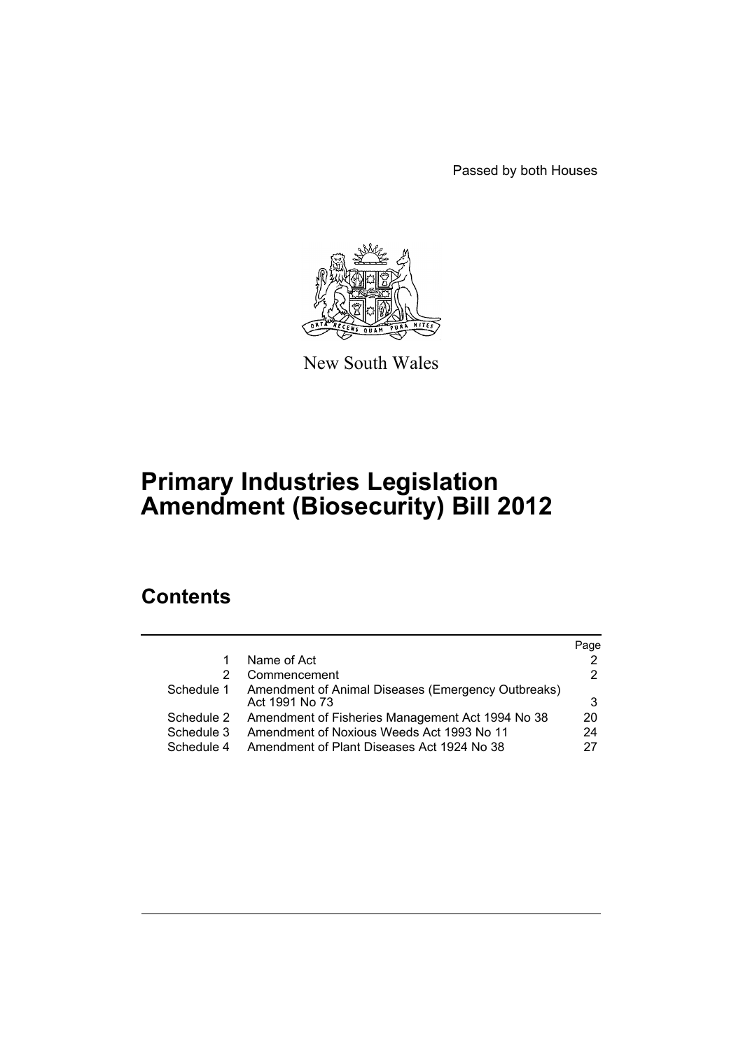Passed by both Houses

New South Wales

# Primary Industries Legislation Amendment (Biosecurity) Bill 2012

## Contents

| | | Page |
|---|---|---|
| 1 | Name of Act | 2 |
| 2 | Commencement | 2 |
| Schedule 1 | Amendment of Animal Diseases (Emergency Outbreaks) Act 1991 No 73 | 3 |
| Schedule 2 | Amendment of Fisheries Management Act 1994 No 38 | 20 |
| Schedule 3 | Amendment of Noxious Weeds Act 1993 No 11 | 24 |
| Schedule 4 | Amendment of Plant Diseases Act 1924 No 38 | 27 |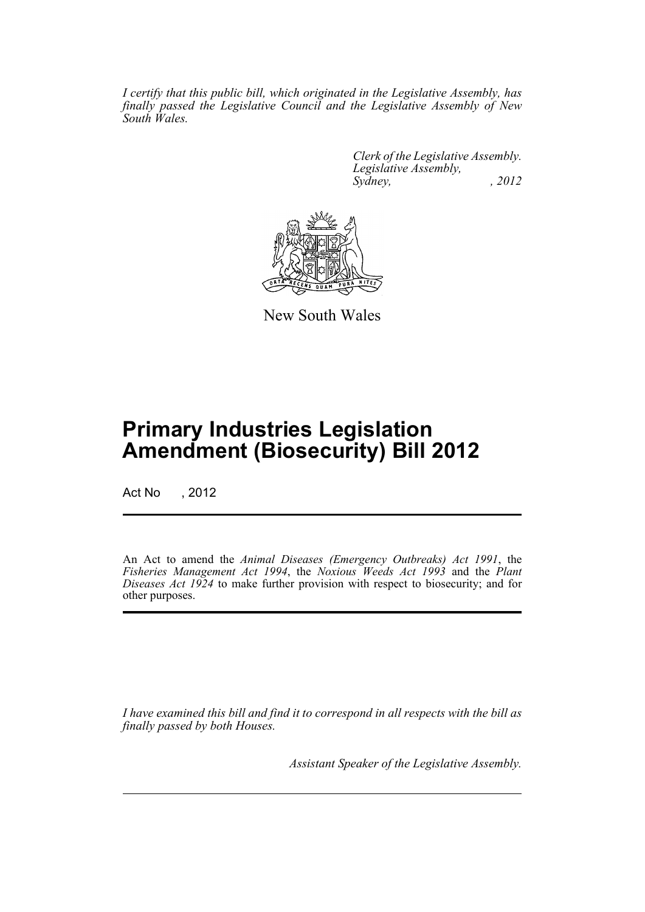*I certify that this public bill, which originated in the Legislative Assembly, has finally passed the Legislative Council and the Legislative Assembly of New South Wales.*

*Clerk of the Legislative Assembly.*
*Legislative Assembly,*
*Sydney, , 2012*

New South Wales

# Primary Industries Legislation Amendment (Biosecurity) Bill 2012

Act No , 2012

An Act to amend the *Animal Diseases (Emergency Outbreaks) Act 1991*, the *Fisheries Management Act 1994*, the *Noxious Weeds Act 1993* and the *Plant Diseases Act 1924* to make further provision with respect to biosecurity; and for other purposes.

*I have examined this bill and find it to correspond in all respects with the bill as finally passed by both Houses.*

*Assistant Speaker of the Legislative Assembly.*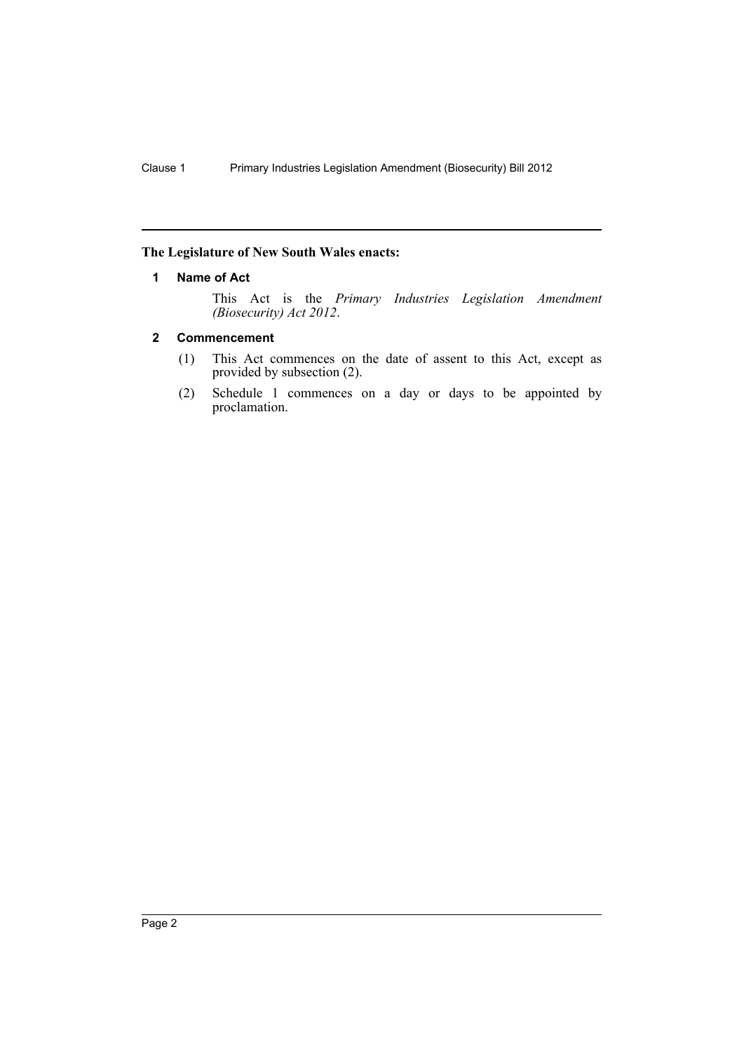**The Legislature of New South Wales enacts:**

## 1 Name of Act

This Act is the *Primary Industries Legislation Amendment (Biosecurity) Act 2012*.

## 2 Commencement

(1) This Act commences on the date of assent to this Act, except as provided by subsection (2).

(2) Schedule 1 commences on a day or days to be appointed by proclamation.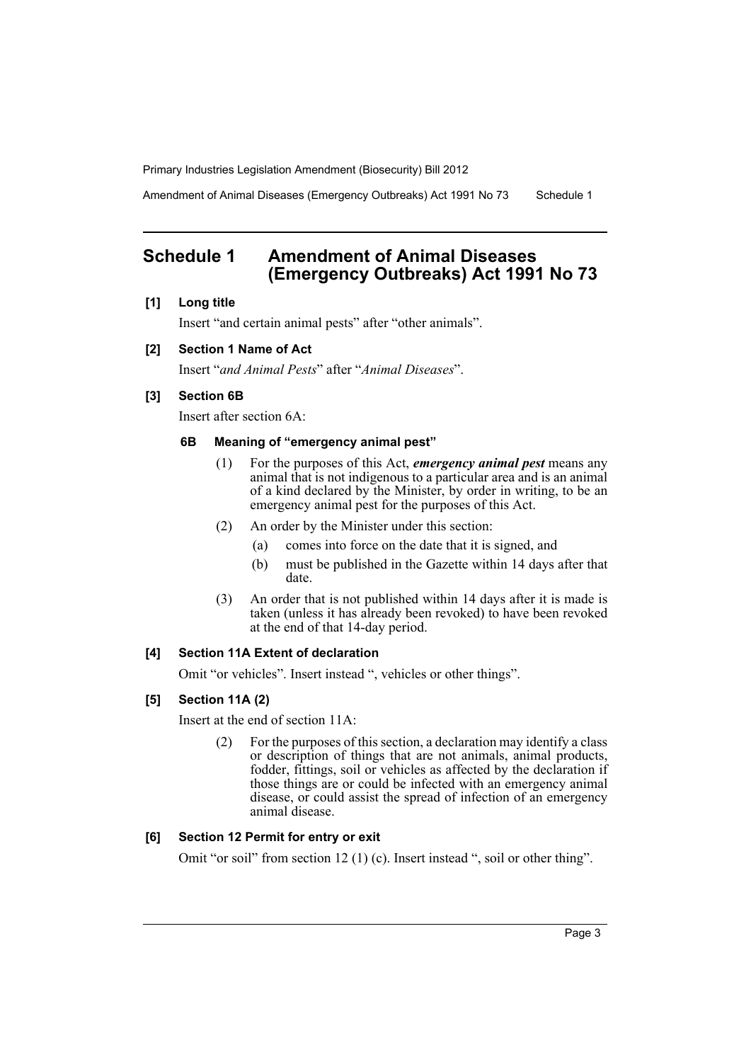# Schedule 1 Amendment of Animal Diseases (Emergency Outbreaks) Act 1991 No 73

## [1] Long title

Insert "and certain animal pests" after "other animals".

## [2] Section 1 Name of Act

Insert "*and Animal Pests*" after "*Animal Diseases*".

## [3] Section 6B

Insert after section 6A:

### 6B Meaning of "emergency animal pest"

(1) For the purposes of this Act, ***emergency animal pest*** means any animal that is not indigenous to a particular area and is an animal of a kind declared by the Minister, by order in writing, to be an emergency animal pest for the purposes of this Act.

(2) An order by the Minister under this section:

- (a) comes into force on the date that it is signed, and
- (b) must be published in the Gazette within 14 days after that date.

(3) An order that is not published within 14 days after it is made is taken (unless it has already been revoked) to have been revoked at the end of that 14-day period.

## [4] Section 11A Extent of declaration

Omit "or vehicles". Insert instead ", vehicles or other things".

## [5] Section 11A (2)

Insert at the end of section 11A:

(2) For the purposes of this section, a declaration may identify a class or description of things that are not animals, animal products, fodder, fittings, soil or vehicles as affected by the declaration if those things are or could be infected with an emergency animal disease, or could assist the spread of infection of an emergency animal disease.

## [6] Section 12 Permit for entry or exit

Omit "or soil" from section 12 (1) (c). Insert instead ", soil or other thing".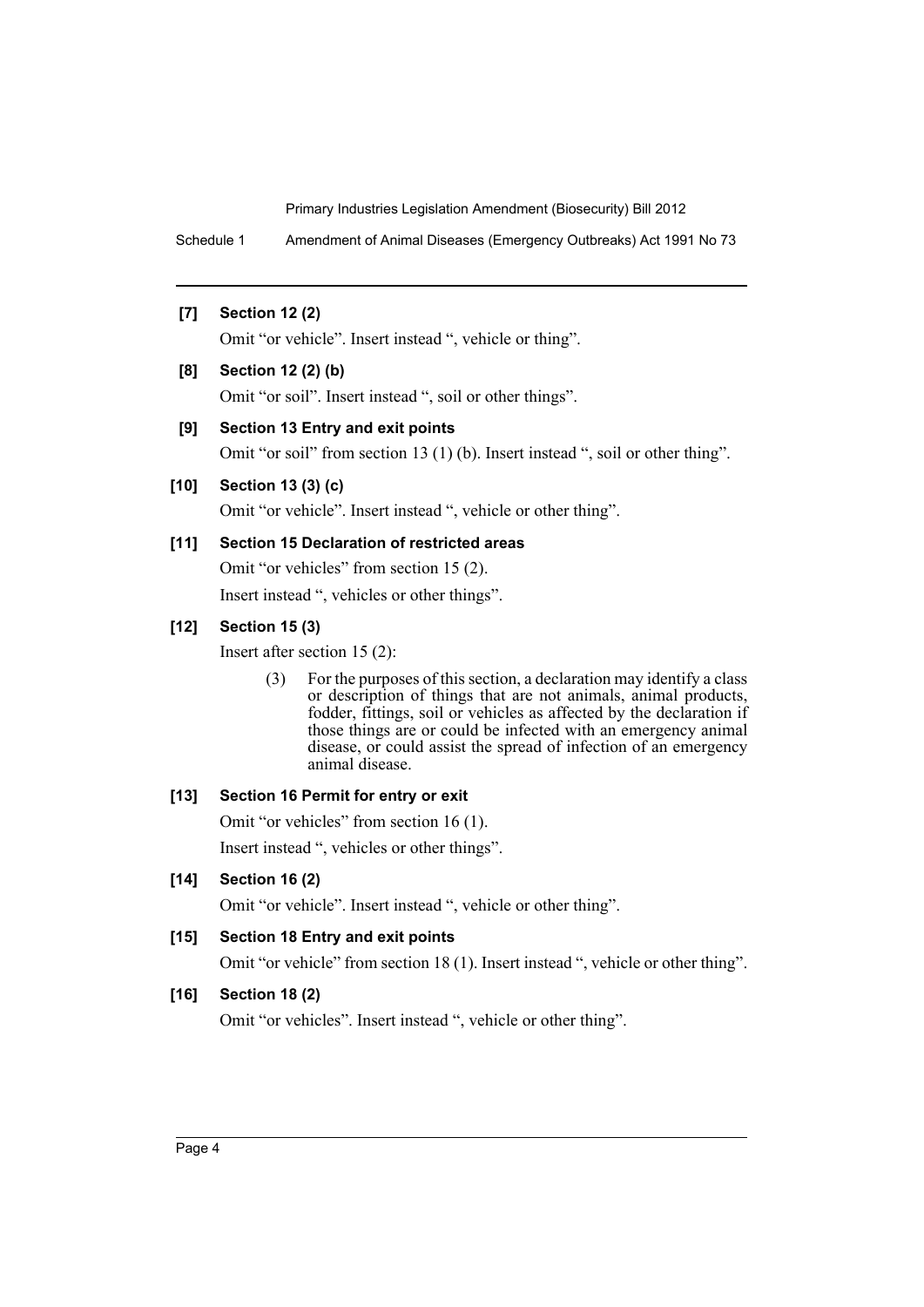**[7] Section 12 (2)**

Omit "or vehicle". Insert instead ", vehicle or thing".

**[8] Section 12 (2) (b)**

Omit "or soil". Insert instead ", soil or other things".

**[9] Section 13 Entry and exit points**

Omit "or soil" from section 13 (1) (b). Insert instead ", soil or other thing".

**[10] Section 13 (3) (c)**

Omit "or vehicle". Insert instead ", vehicle or other thing".

**[11] Section 15 Declaration of restricted areas**

Omit "or vehicles" from section 15 (2).

Insert instead ", vehicles or other things".

**[12] Section 15 (3)**

Insert after section 15 (2):

> (3) For the purposes of this section, a declaration may identify a class or description of things that are not animals, animal products, fodder, fittings, soil or vehicles as affected by the declaration if those things are or could be infected with an emergency animal disease, or could assist the spread of infection of an emergency animal disease.

**[13] Section 16 Permit for entry or exit**

Omit "or vehicles" from section 16 (1).

Insert instead ", vehicles or other things".

**[14] Section 16 (2)**

Omit "or vehicle". Insert instead ", vehicle or other thing".

**[15] Section 18 Entry and exit points**

Omit "or vehicle" from section 18 (1). Insert instead ", vehicle or other thing".

**[16] Section 18 (2)**

Omit "or vehicles". Insert instead ", vehicle or other thing".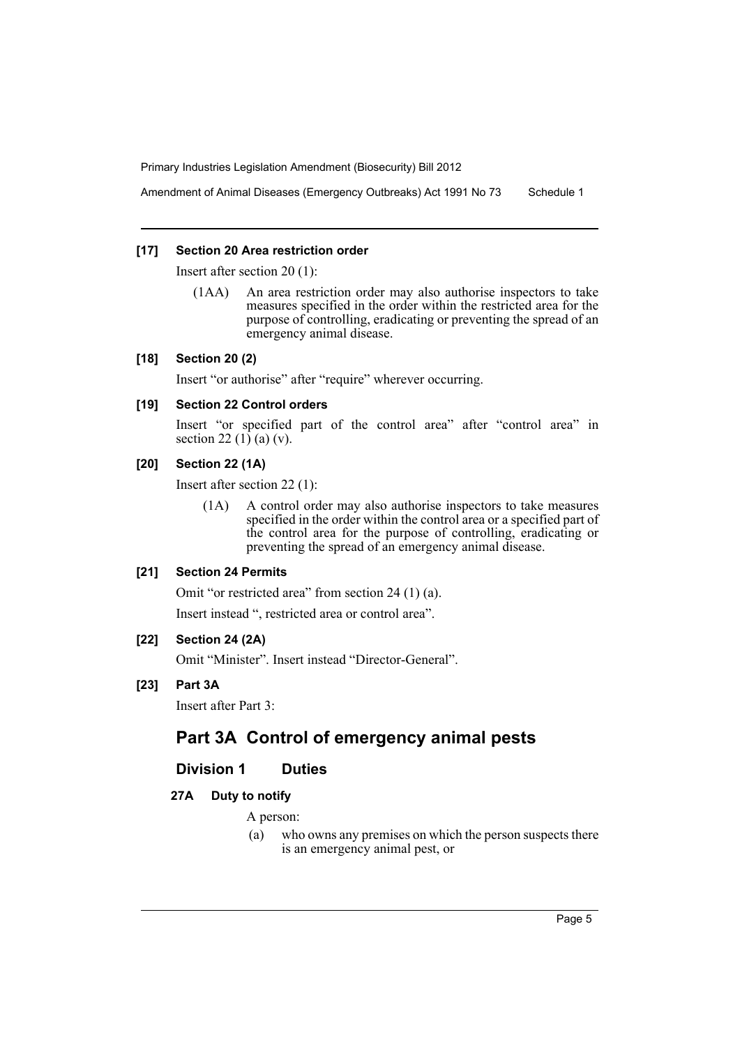**[17] Section 20 Area restriction order**

Insert after section 20 (1):

(1AA) An area restriction order may also authorise inspectors to take measures specified in the order within the restricted area for the purpose of controlling, eradicating or preventing the spread of an emergency animal disease.

**[18] Section 20 (2)**

Insert "or authorise" after "require" wherever occurring.

**[19] Section 22 Control orders**

Insert "or specified part of the control area" after "control area" in section 22 (1) (a) (v).

**[20] Section 22 (1A)**

Insert after section 22 (1):

(1A) A control order may also authorise inspectors to take measures specified in the order within the control area or a specified part of the control area for the purpose of controlling, eradicating or preventing the spread of an emergency animal disease.

**[21] Section 24 Permits**

Omit "or restricted area" from section 24 (1) (a).

Insert instead ", restricted area or control area".

**[22] Section 24 (2A)**

Omit "Minister". Insert instead "Director-General".

**[23] Part 3A**

Insert after Part 3:

# Part 3A Control of emergency animal pests

## Division 1 Duties

### 27A Duty to notify

A person:

(a) who owns any premises on which the person suspects there is an emergency animal pest, or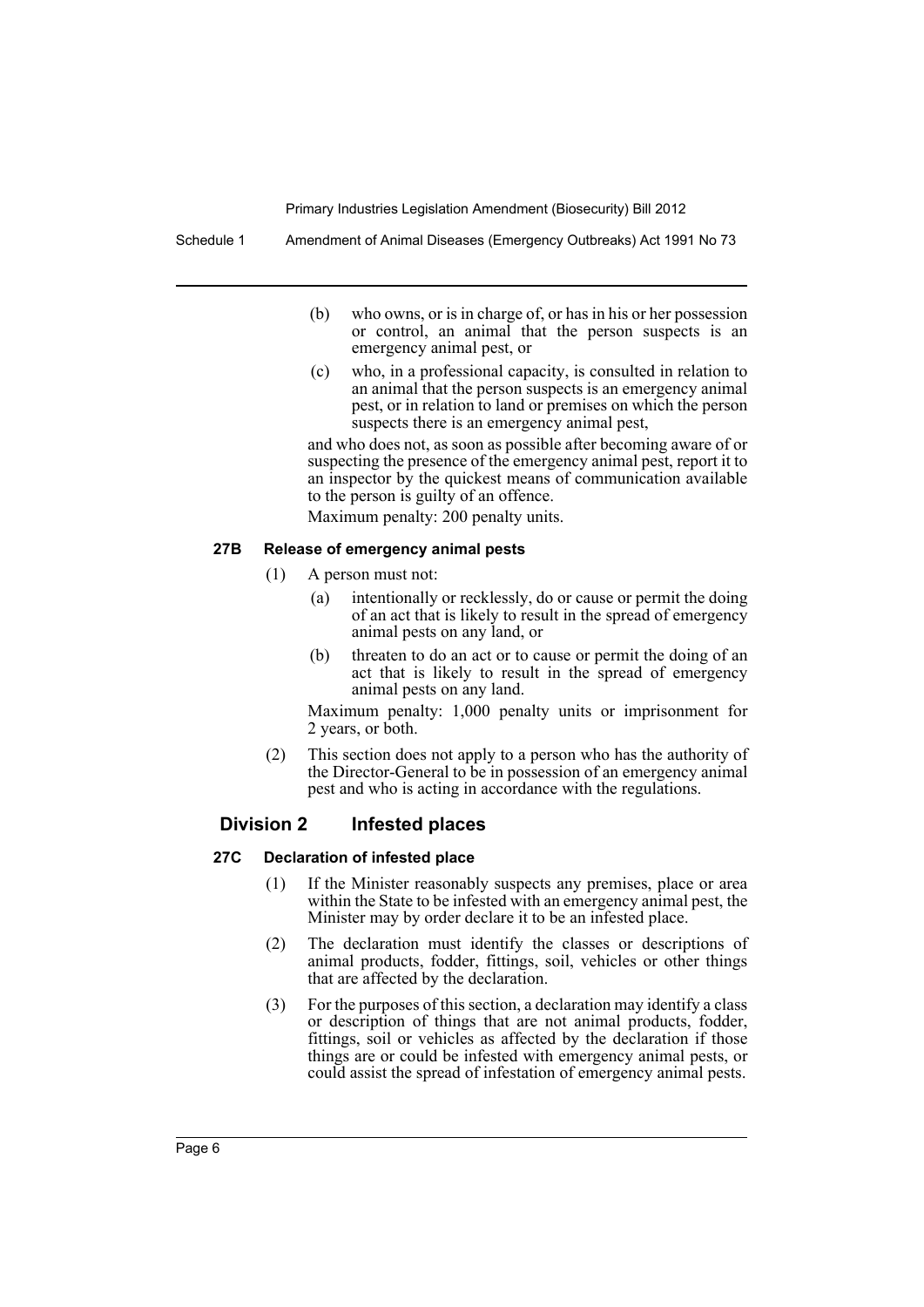(b) who owns, or is in charge of, or has in his or her possession or control, an animal that the person suspects is an emergency animal pest, or

(c) who, in a professional capacity, is consulted in relation to an animal that the person suspects is an emergency animal pest, or in relation to land or premises on which the person suspects there is an emergency animal pest,

and who does not, as soon as possible after becoming aware of or suspecting the presence of the emergency animal pest, report it to an inspector by the quickest means of communication available to the person is guilty of an offence.

Maximum penalty: 200 penalty units.

#### 27B Release of emergency animal pests

(1) A person must not:

(a) intentionally or recklessly, do or cause or permit the doing of an act that is likely to result in the spread of emergency animal pests on any land, or

(b) threaten to do an act or to cause or permit the doing of an act that is likely to result in the spread of emergency animal pests on any land.

Maximum penalty: 1,000 penalty units or imprisonment for 2 years, or both.

(2) This section does not apply to a person who has the authority of the Director-General to be in possession of an emergency animal pest and who is acting in accordance with the regulations.

### Division 2 Infested places

#### 27C Declaration of infested place

(1) If the Minister reasonably suspects any premises, place or area within the State to be infested with an emergency animal pest, the Minister may by order declare it to be an infested place.

(2) The declaration must identify the classes or descriptions of animal products, fodder, fittings, soil, vehicles or other things that are affected by the declaration.

(3) For the purposes of this section, a declaration may identify a class or description of things that are not animal products, fodder, fittings, soil or vehicles as affected by the declaration if those things are or could be infested with emergency animal pests, or could assist the spread of infestation of emergency animal pests.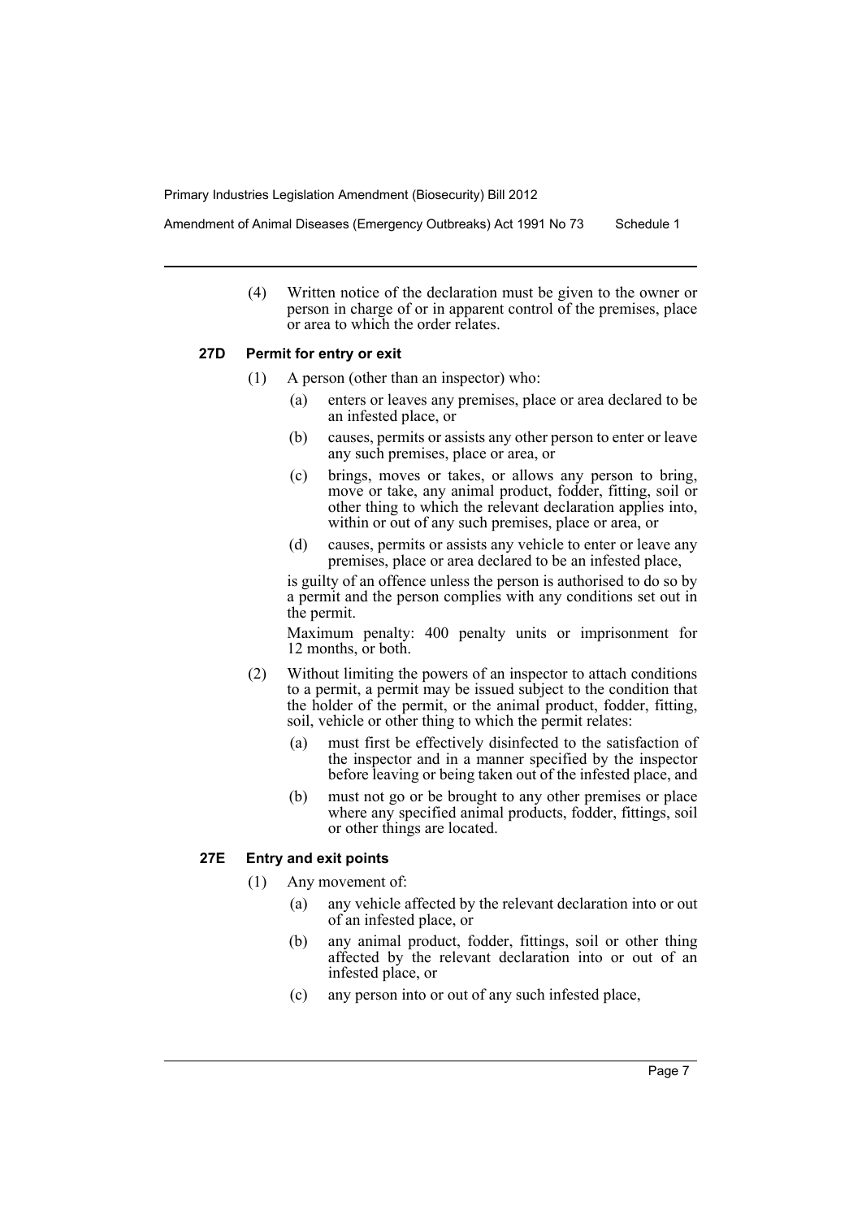(4) Written notice of the declaration must be given to the owner or person in charge of or in apparent control of the premises, place or area to which the order relates.

### 27D Permit for entry or exit

(1) A person (other than an inspector) who:

  (a) enters or leaves any premises, place or area declared to be an infested place, or

  (b) causes, permits or assists any other person to enter or leave any such premises, place or area, or

  (c) brings, moves or takes, or allows any person to bring, move or take, any animal product, fodder, fitting, soil or other thing to which the relevant declaration applies into, within or out of any such premises, place or area, or

  (d) causes, permits or assists any vehicle to enter or leave any premises, place or area declared to be an infested place,

is guilty of an offence unless the person is authorised to do so by a permit and the person complies with any conditions set out in the permit.

Maximum penalty: 400 penalty units or imprisonment for 12 months, or both.

(2) Without limiting the powers of an inspector to attach conditions to a permit, a permit may be issued subject to the condition that the holder of the permit, or the animal product, fodder, fitting, soil, vehicle or other thing to which the permit relates:

  (a) must first be effectively disinfected to the satisfaction of the inspector and in a manner specified by the inspector before leaving or being taken out of the infested place, and

  (b) must not go or be brought to any other premises or place where any specified animal products, fodder, fittings, soil or other things are located.

### 27E Entry and exit points

(1) Any movement of:

  (a) any vehicle affected by the relevant declaration into or out of an infested place, or

  (b) any animal product, fodder, fittings, soil or other thing affected by the relevant declaration into or out of an infested place, or

  (c) any person into or out of any such infested place,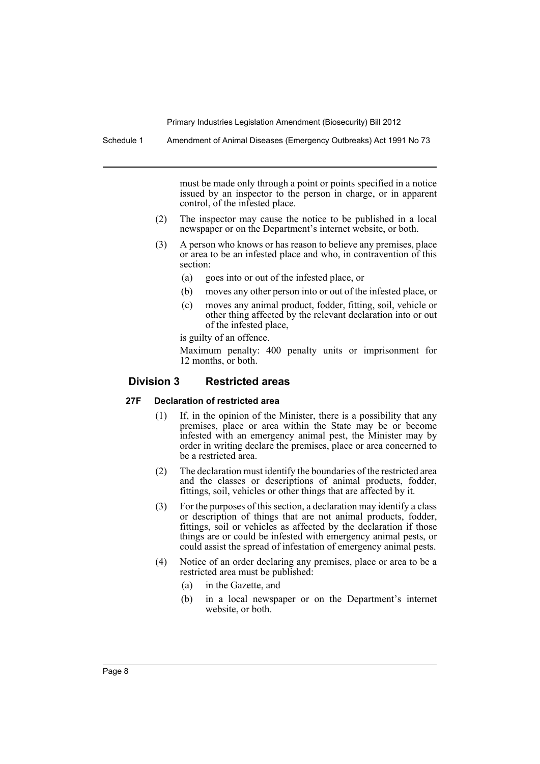must be made only through a point or points specified in a notice issued by an inspector to the person in charge, or in apparent control, of the infested place.

(2) The inspector may cause the notice to be published in a local newspaper or on the Department's internet website, or both.

(3) A person who knows or has reason to believe any premises, place or area to be an infested place and who, in contravention of this section:

- (a) goes into or out of the infested place, or
- (b) moves any other person into or out of the infested place, or
- (c) moves any animal product, fodder, fitting, soil, vehicle or other thing affected by the relevant declaration into or out of the infested place,

is guilty of an offence.

Maximum penalty: 400 penalty units or imprisonment for 12 months, or both.

## Division 3 Restricted areas

### 27F Declaration of restricted area

(1) If, in the opinion of the Minister, there is a possibility that any premises, place or area within the State may be or become infested with an emergency animal pest, the Minister may by order in writing declare the premises, place or area concerned to be a restricted area.

(2) The declaration must identify the boundaries of the restricted area and the classes or descriptions of animal products, fodder, fittings, soil, vehicles or other things that are affected by it.

(3) For the purposes of this section, a declaration may identify a class or description of things that are not animal products, fodder, fittings, soil or vehicles as affected by the declaration if those things are or could be infested with emergency animal pests, or could assist the spread of infestation of emergency animal pests.

(4) Notice of an order declaring any premises, place or area to be a restricted area must be published:

- (a) in the Gazette, and
- (b) in a local newspaper or on the Department's internet website, or both.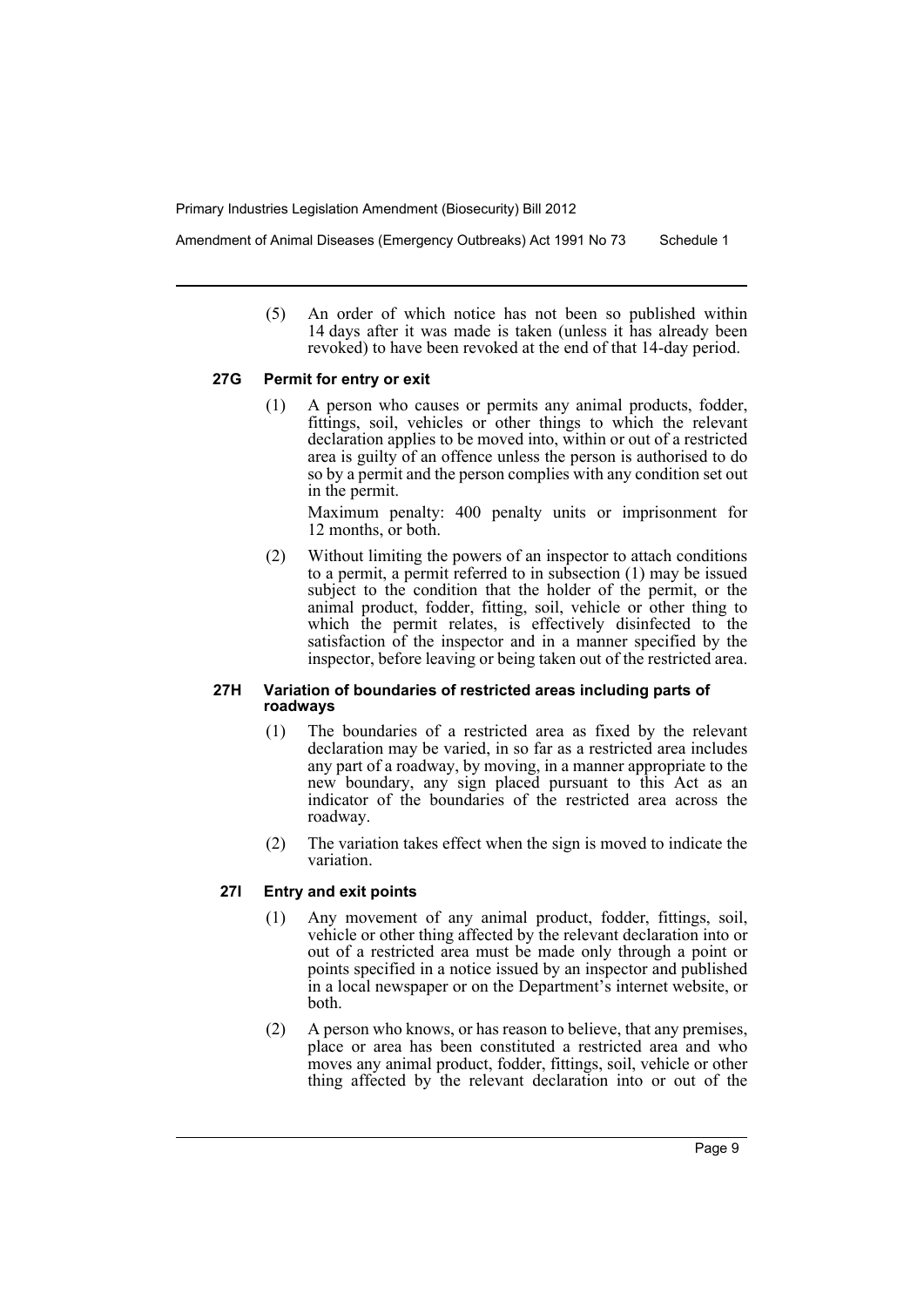(5) An order of which notice has not been so published within 14 days after it was made is taken (unless it has already been revoked) to have been revoked at the end of that 14-day period.

### 27G Permit for entry or exit

(1) A person who causes or permits any animal products, fodder, fittings, soil, vehicles or other things to which the relevant declaration applies to be moved into, within or out of a restricted area is guilty of an offence unless the person is authorised to do so by a permit and the person complies with any condition set out in the permit.

Maximum penalty: 400 penalty units or imprisonment for 12 months, or both.

(2) Without limiting the powers of an inspector to attach conditions to a permit, a permit referred to in subsection (1) may be issued subject to the condition that the holder of the permit, or the animal product, fodder, fitting, soil, vehicle or other thing to which the permit relates, is effectively disinfected to the satisfaction of the inspector and in a manner specified by the inspector, before leaving or being taken out of the restricted area.

### 27H Variation of boundaries of restricted areas including parts of roadways

(1) The boundaries of a restricted area as fixed by the relevant declaration may be varied, in so far as a restricted area includes any part of a roadway, by moving, in a manner appropriate to the new boundary, any sign placed pursuant to this Act as an indicator of the boundaries of the restricted area across the roadway.

(2) The variation takes effect when the sign is moved to indicate the variation.

### 27I Entry and exit points

(1) Any movement of any animal product, fodder, fittings, soil, vehicle or other thing affected by the relevant declaration into or out of a restricted area must be made only through a point or points specified in a notice issued by an inspector and published in a local newspaper or on the Department's internet website, or both.

(2) A person who knows, or has reason to believe, that any premises, place or area has been constituted a restricted area and who moves any animal product, fodder, fittings, soil, vehicle or other thing affected by the relevant declaration into or out of the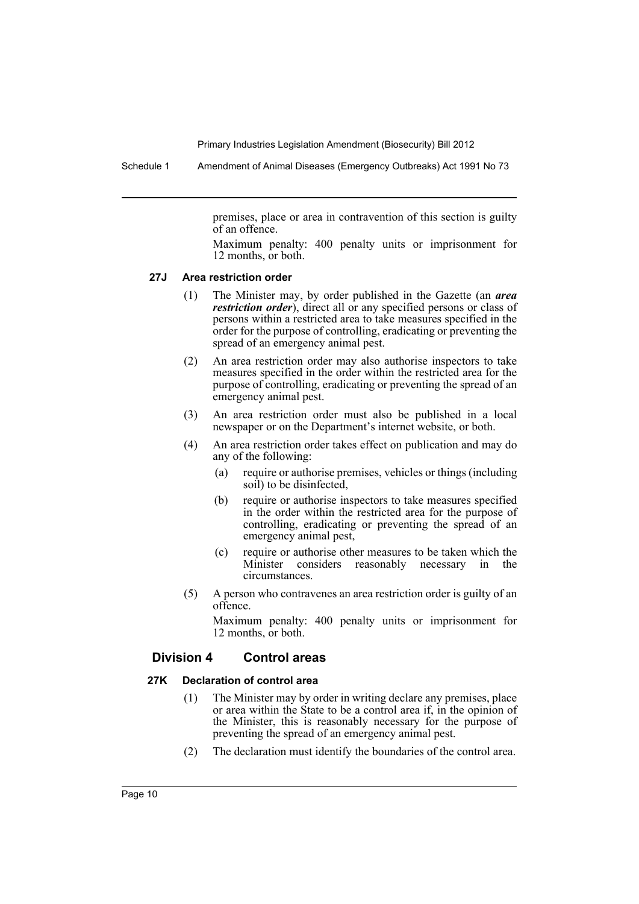premises, place or area in contravention of this section is guilty of an offence.

Maximum penalty: 400 penalty units or imprisonment for 12 months, or both.

#### 27J Area restriction order

(1) The Minister may, by order published in the Gazette (an ***area restriction order***), direct all or any specified persons or class of persons within a restricted area to take measures specified in the order for the purpose of controlling, eradicating or preventing the spread of an emergency animal pest.

(2) An area restriction order may also authorise inspectors to take measures specified in the order within the restricted area for the purpose of controlling, eradicating or preventing the spread of an emergency animal pest.

(3) An area restriction order must also be published in a local newspaper or on the Department's internet website, or both.

(4) An area restriction order takes effect on publication and may do any of the following:

- (a) require or authorise premises, vehicles or things (including soil) to be disinfected,
- (b) require or authorise inspectors to take measures specified in the order within the restricted area for the purpose of controlling, eradicating or preventing the spread of an emergency animal pest,
- (c) require or authorise other measures to be taken which the Minister considers reasonably necessary in the circumstances.

(5) A person who contravenes an area restriction order is guilty of an offence.

Maximum penalty: 400 penalty units or imprisonment for 12 months, or both.

### Division 4 Control areas

#### 27K Declaration of control area

(1) The Minister may by order in writing declare any premises, place or area within the State to be a control area if, in the opinion of the Minister, this is reasonably necessary for the purpose of preventing the spread of an emergency animal pest.

(2) The declaration must identify the boundaries of the control area.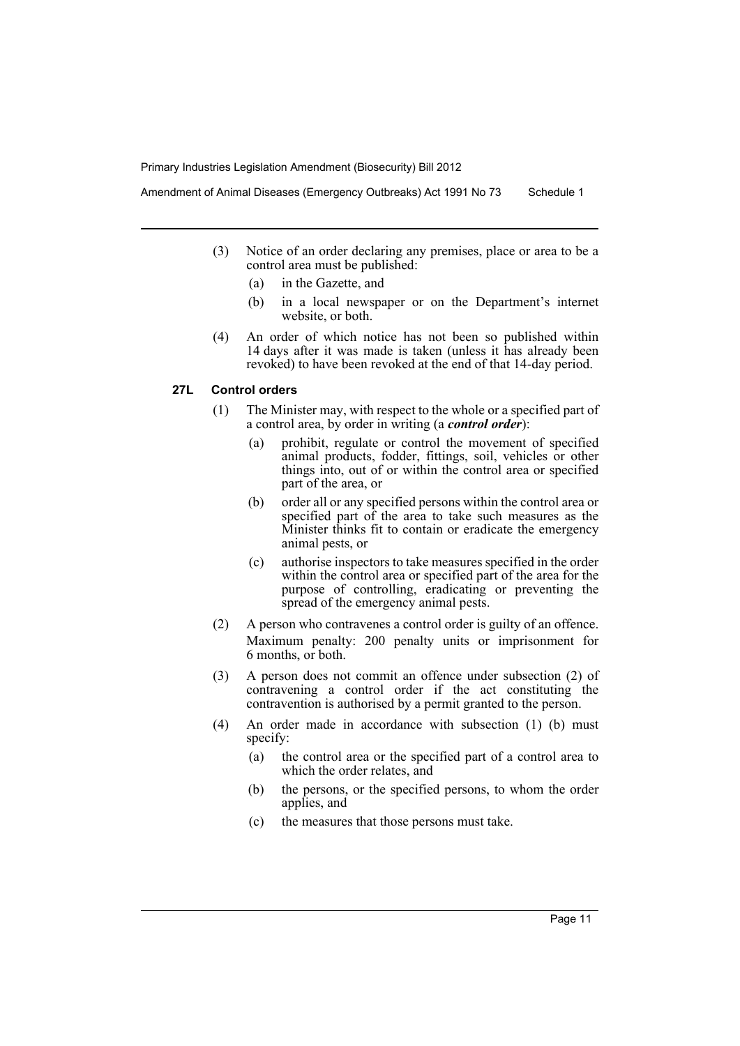(3) Notice of an order declaring any premises, place or area to be a control area must be published:

(a) in the Gazette, and

(b) in a local newspaper or on the Department's internet website, or both.

(4) An order of which notice has not been so published within 14 days after it was made is taken (unless it has already been revoked) to have been revoked at the end of that 14-day period.

### 27L Control orders

(1) The Minister may, with respect to the whole or a specified part of a control area, by order in writing (a ***control order***):

(a) prohibit, regulate or control the movement of specified animal products, fodder, fittings, soil, vehicles or other things into, out of or within the control area or specified part of the area, or

(b) order all or any specified persons within the control area or specified part of the area to take such measures as the Minister thinks fit to contain or eradicate the emergency animal pests, or

(c) authorise inspectors to take measures specified in the order within the control area or specified part of the area for the purpose of controlling, eradicating or preventing the spread of the emergency animal pests.

(2) A person who contravenes a control order is guilty of an offence.

Maximum penalty: 200 penalty units or imprisonment for 6 months, or both.

(3) A person does not commit an offence under subsection (2) of contravening a control order if the act constituting the contravention is authorised by a permit granted to the person.

(4) An order made in accordance with subsection (1) (b) must specify:

(a) the control area or the specified part of a control area to which the order relates, and

(b) the persons, or the specified persons, to whom the order applies, and

(c) the measures that those persons must take.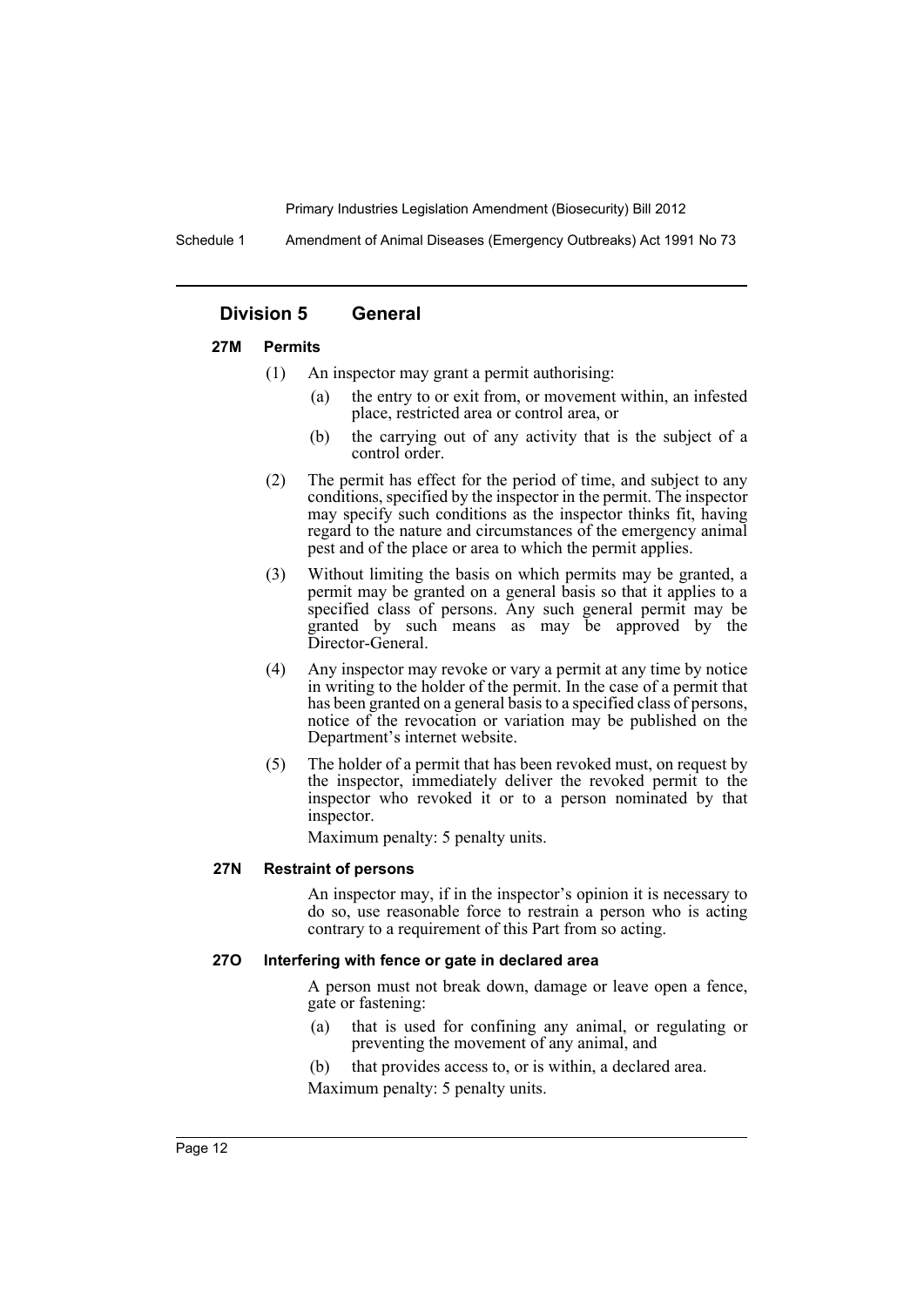## Division 5 General

### 27M Permits

(1) An inspector may grant a permit authorising:

(a) the entry to or exit from, or movement within, an infested place, restricted area or control area, or

(b) the carrying out of any activity that is the subject of a control order.

(2) The permit has effect for the period of time, and subject to any conditions, specified by the inspector in the permit. The inspector may specify such conditions as the inspector thinks fit, having regard to the nature and circumstances of the emergency animal pest and of the place or area to which the permit applies.

(3) Without limiting the basis on which permits may be granted, a permit may be granted on a general basis so that it applies to a specified class of persons. Any such general permit may be granted by such means as may be approved by the Director-General.

(4) Any inspector may revoke or vary a permit at any time by notice in writing to the holder of the permit. In the case of a permit that has been granted on a general basis to a specified class of persons, notice of the revocation or variation may be published on the Department's internet website.

(5) The holder of a permit that has been revoked must, on request by the inspector, immediately deliver the revoked permit to the inspector who revoked it or to a person nominated by that inspector.

Maximum penalty: 5 penalty units.

### 27N Restraint of persons

An inspector may, if in the inspector's opinion it is necessary to do so, use reasonable force to restrain a person who is acting contrary to a requirement of this Part from so acting.

### 27O Interfering with fence or gate in declared area

A person must not break down, damage or leave open a fence, gate or fastening:

(a) that is used for confining any animal, or regulating or preventing the movement of any animal, and

(b) that provides access to, or is within, a declared area.

Maximum penalty: 5 penalty units.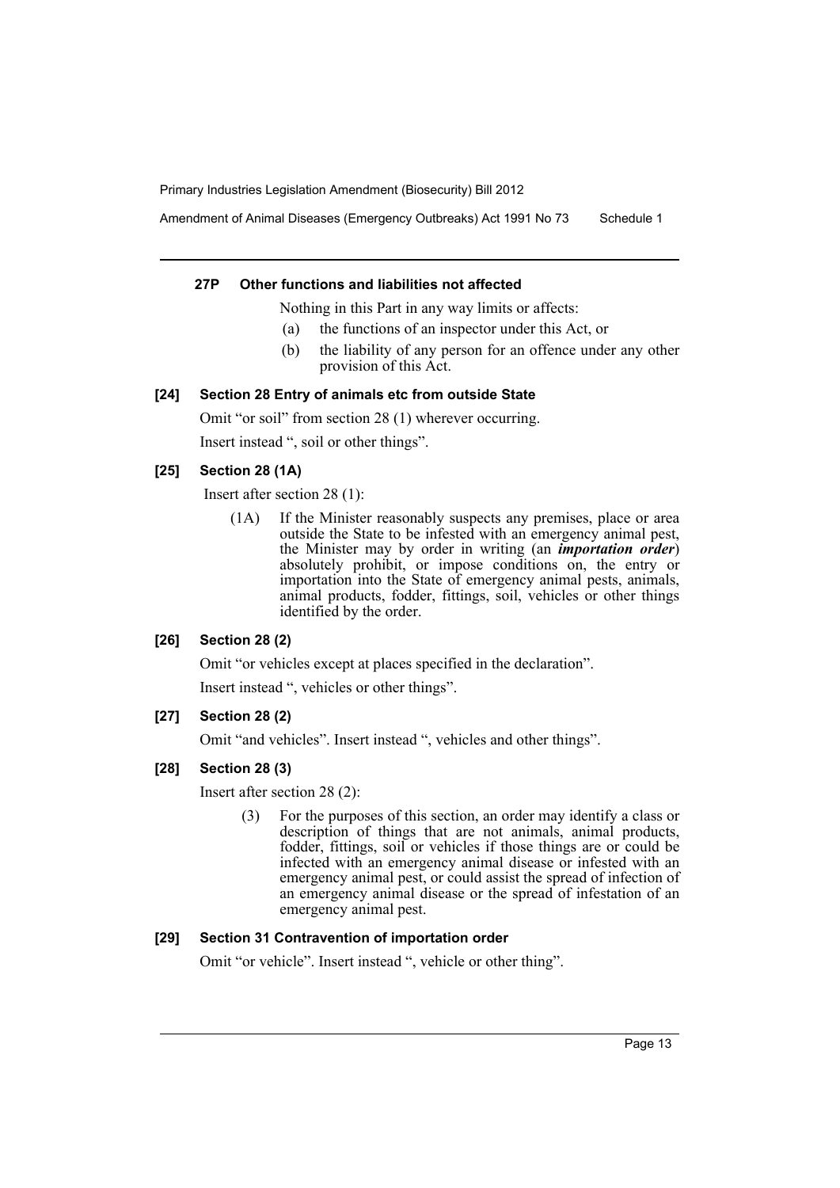#### 27P Other functions and liabilities not affected

Nothing in this Part in any way limits or affects:

(a) the functions of an inspector under this Act, or

(b) the liability of any person for an offence under any other provision of this Act.

#### [24] Section 28 Entry of animals etc from outside State

Omit "or soil" from section 28 (1) wherever occurring.

Insert instead ", soil or other things".

#### [25] Section 28 (1A)

Insert after section 28 (1):

(1A) If the Minister reasonably suspects any premises, place or area outside the State to be infested with an emergency animal pest, the Minister may by order in writing (an ***importation order***) absolutely prohibit, or impose conditions on, the entry or importation into the State of emergency animal pests, animals, animal products, fodder, fittings, soil, vehicles or other things identified by the order.

#### [26] Section 28 (2)

Omit "or vehicles except at places specified in the declaration".

Insert instead ", vehicles or other things".

#### [27] Section 28 (2)

Omit "and vehicles". Insert instead ", vehicles and other things".

#### [28] Section 28 (3)

Insert after section 28 (2):

(3) For the purposes of this section, an order may identify a class or description of things that are not animals, animal products, fodder, fittings, soil or vehicles if those things are or could be infected with an emergency animal disease or infested with an emergency animal pest, or could assist the spread of infection of an emergency animal disease or the spread of infestation of an emergency animal pest.

#### [29] Section 31 Contravention of importation order

Omit "or vehicle". Insert instead ", vehicle or other thing".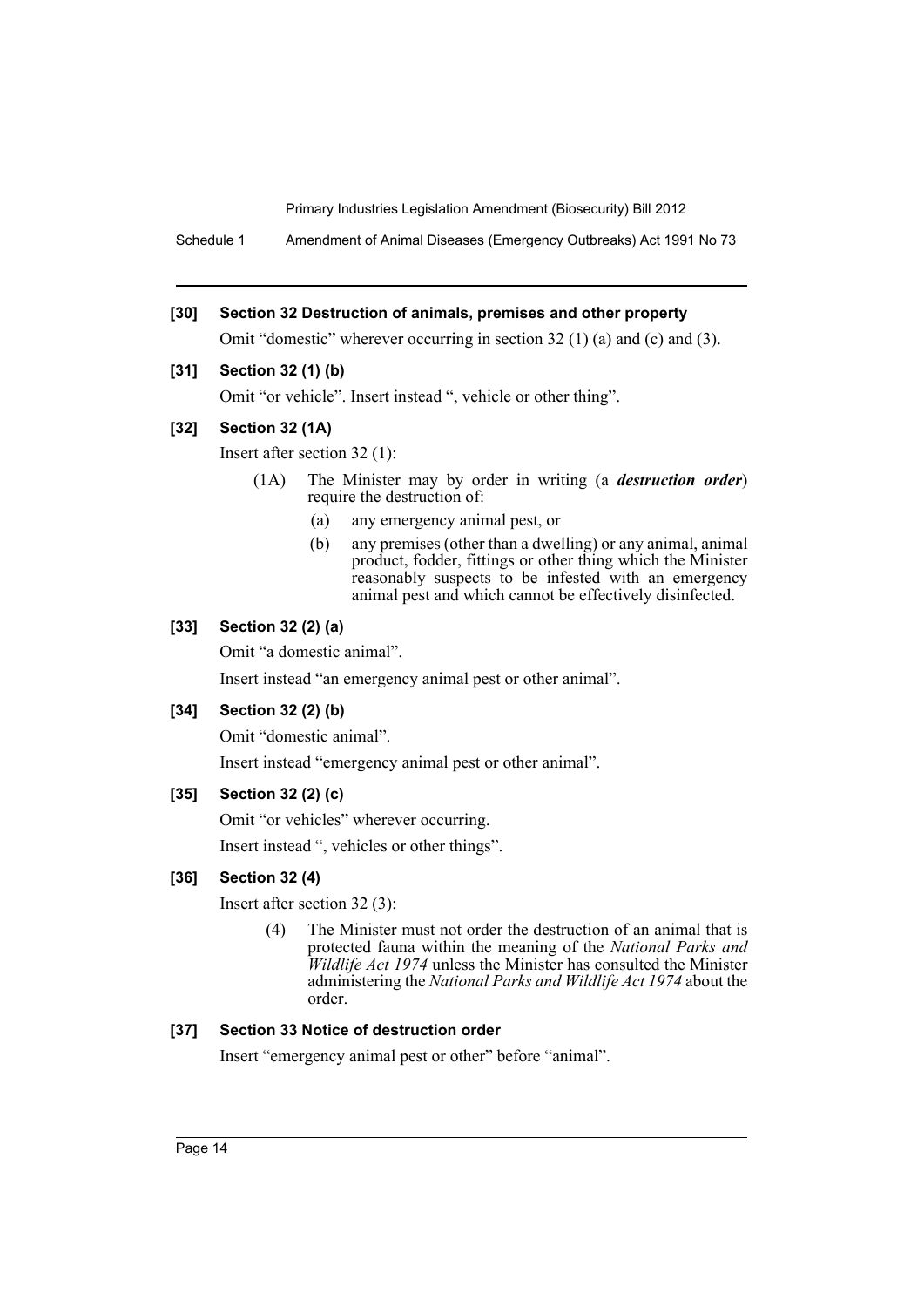**[30] Section 32 Destruction of animals, premises and other property**

Omit "domestic" wherever occurring in section 32 (1) (a) and (c) and (3).

**[31] Section 32 (1) (b)**

Omit "or vehicle". Insert instead ", vehicle or other thing".

**[32] Section 32 (1A)**

Insert after section 32 (1):

> (1A) The Minister may by order in writing (a ***destruction order***) require the destruction of:
>
> (a) any emergency animal pest, or
>
> (b) any premises (other than a dwelling) or any animal, animal product, fodder, fittings or other thing which the Minister reasonably suspects to be infested with an emergency animal pest and which cannot be effectively disinfected.

**[33] Section 32 (2) (a)**

Omit "a domestic animal".

Insert instead "an emergency animal pest or other animal".

**[34] Section 32 (2) (b)**

Omit "domestic animal".

Insert instead "emergency animal pest or other animal".

**[35] Section 32 (2) (c)**

Omit "or vehicles" wherever occurring.

Insert instead ", vehicles or other things".

**[36] Section 32 (4)**

Insert after section 32 (3):

> (4) The Minister must not order the destruction of an animal that is protected fauna within the meaning of the *National Parks and Wildlife Act 1974* unless the Minister has consulted the Minister administering the *National Parks and Wildlife Act 1974* about the order.

**[37] Section 33 Notice of destruction order**

Insert "emergency animal pest or other" before "animal".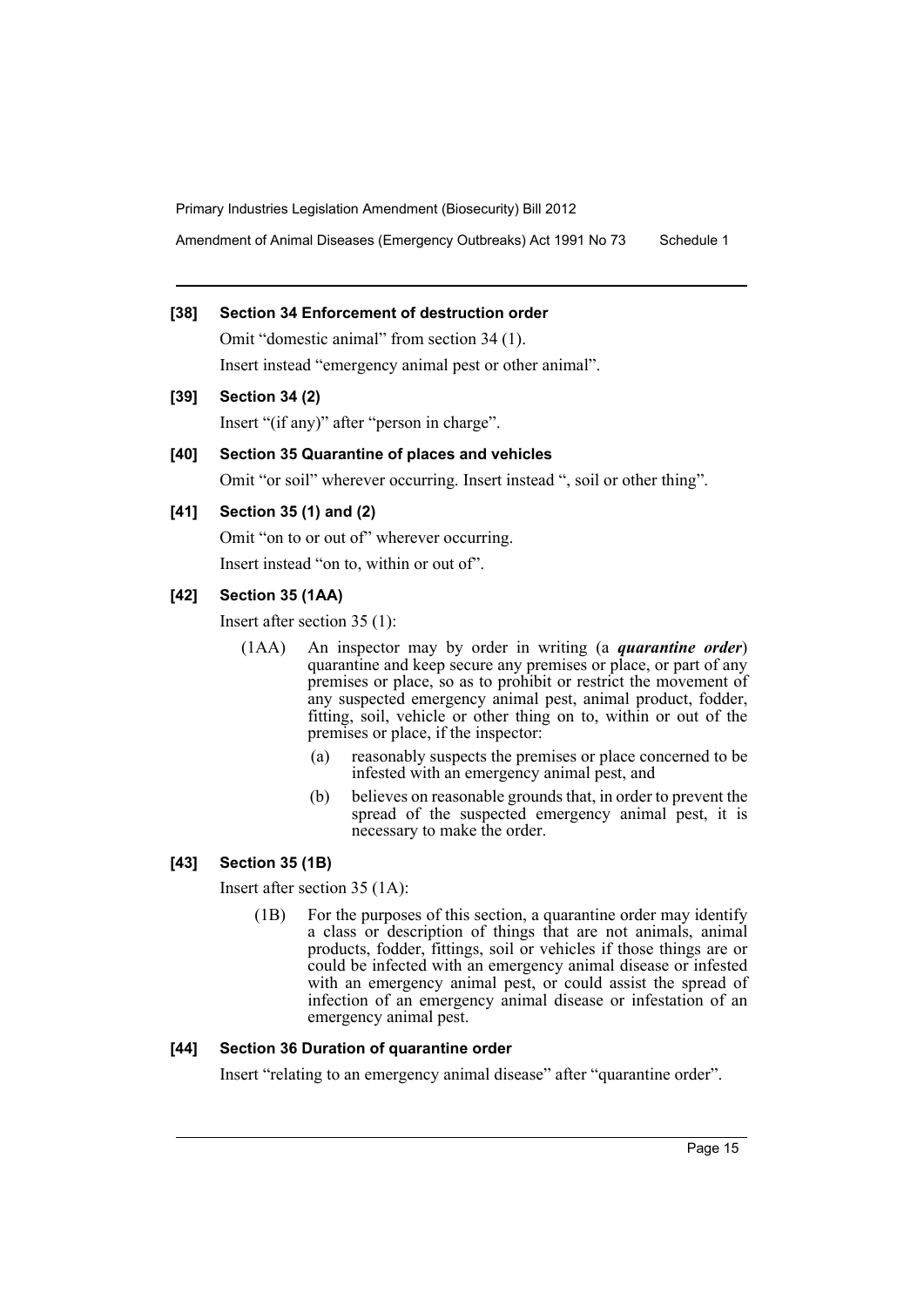**[38] Section 34 Enforcement of destruction order**

Omit "domestic animal" from section 34 (1).

Insert instead "emergency animal pest or other animal".

**[39] Section 34 (2)**

Insert "(if any)" after "person in charge".

**[40] Section 35 Quarantine of places and vehicles**

Omit "or soil" wherever occurring. Insert instead ", soil or other thing".

**[41] Section 35 (1) and (2)**

Omit "on to or out of" wherever occurring.

Insert instead "on to, within or out of".

**[42] Section 35 (1AA)**

Insert after section 35 (1):

(1AA) An inspector may by order in writing (a ***quarantine order***) quarantine and keep secure any premises or place, or part of any premises or place, so as to prohibit or restrict the movement of any suspected emergency animal pest, animal product, fodder, fitting, soil, vehicle or other thing on to, within or out of the premises or place, if the inspector:

- (a) reasonably suspects the premises or place concerned to be infested with an emergency animal pest, and
- (b) believes on reasonable grounds that, in order to prevent the spread of the suspected emergency animal pest, it is necessary to make the order.

**[43] Section 35 (1B)**

Insert after section 35 (1A):

(1B) For the purposes of this section, a quarantine order may identify a class or description of things that are not animals, animal products, fodder, fittings, soil or vehicles if those things are or could be infected with an emergency animal disease or infested with an emergency animal pest, or could assist the spread of infection of an emergency animal disease or infestation of an emergency animal pest.

**[44] Section 36 Duration of quarantine order**

Insert "relating to an emergency animal disease" after "quarantine order".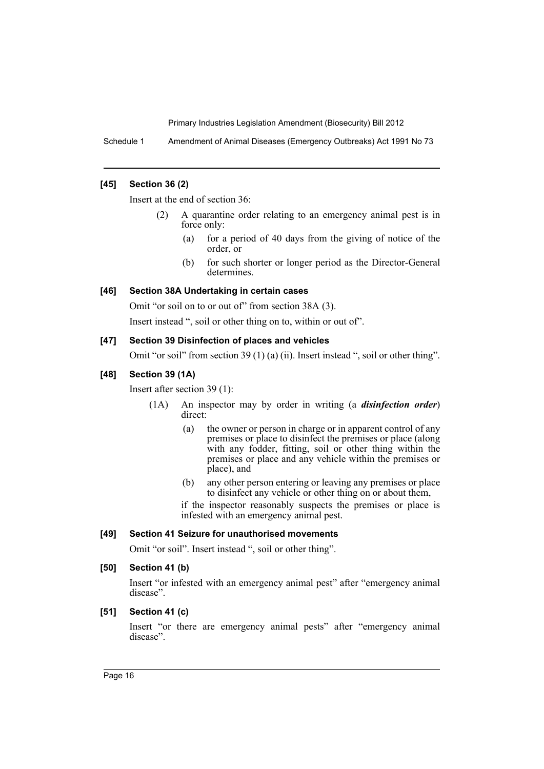#### [45] Section 36 (2)

Insert at the end of section 36:

> (2) A quarantine order relating to an emergency animal pest is in force only:
>
> (a) for a period of 40 days from the giving of notice of the order, or
>
> (b) for such shorter or longer period as the Director-General determines.

#### [46] Section 38A Undertaking in certain cases

Omit "or soil on to or out of" from section 38A (3).

Insert instead ", soil or other thing on to, within or out of".

#### [47] Section 39 Disinfection of places and vehicles

Omit "or soil" from section 39 (1) (a) (ii). Insert instead ", soil or other thing".

#### [48] Section 39 (1A)

Insert after section 39 (1):

> (1A) An inspector may by order in writing (a ***disinfection order***) direct:
>
> (a) the owner or person in charge or in apparent control of any premises or place to disinfect the premises or place (along with any fodder, fitting, soil or other thing within the premises or place and any vehicle within the premises or place), and
>
> (b) any other person entering or leaving any premises or place to disinfect any vehicle or other thing on or about them,
>
> if the inspector reasonably suspects the premises or place is infested with an emergency animal pest.

#### [49] Section 41 Seizure for unauthorised movements

Omit "or soil". Insert instead ", soil or other thing".

#### [50] Section 41 (b)

Insert "or infested with an emergency animal pest" after "emergency animal disease".

#### [51] Section 41 (c)

Insert "or there are emergency animal pests" after "emergency animal disease".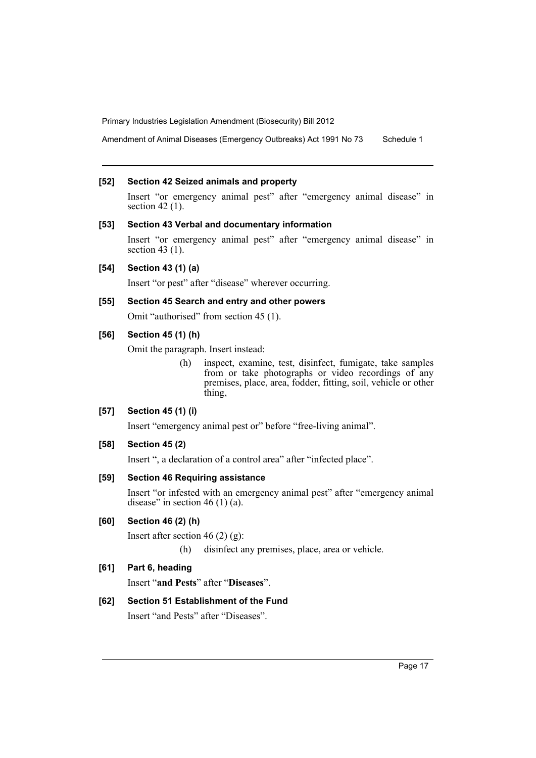**[52] Section 42 Seized animals and property**

Insert "or emergency animal pest" after "emergency animal disease" in section 42 (1).

**[53] Section 43 Verbal and documentary information**

Insert "or emergency animal pest" after "emergency animal disease" in section 43 (1).

**[54] Section 43 (1) (a)**

Insert "or pest" after "disease" wherever occurring.

**[55] Section 45 Search and entry and other powers**

Omit "authorised" from section 45 (1).

**[56] Section 45 (1) (h)**

Omit the paragraph. Insert instead:

> (h) inspect, examine, test, disinfect, fumigate, take samples from or take photographs or video recordings of any premises, place, area, fodder, fitting, soil, vehicle or other thing,

**[57] Section 45 (1) (i)**

Insert "emergency animal pest or" before "free-living animal".

**[58] Section 45 (2)**

Insert ", a declaration of a control area" after "infected place".

**[59] Section 46 Requiring assistance**

Insert "or infested with an emergency animal pest" after "emergency animal disease" in section 46 (1) (a).

**[60] Section 46 (2) (h)**

Insert after section 46 (2) (g):

> (h) disinfect any premises, place, area or vehicle.

**[61] Part 6, heading**

Insert "**and Pests**" after "**Diseases**".

**[62] Section 51 Establishment of the Fund**

Insert "and Pests" after "Diseases".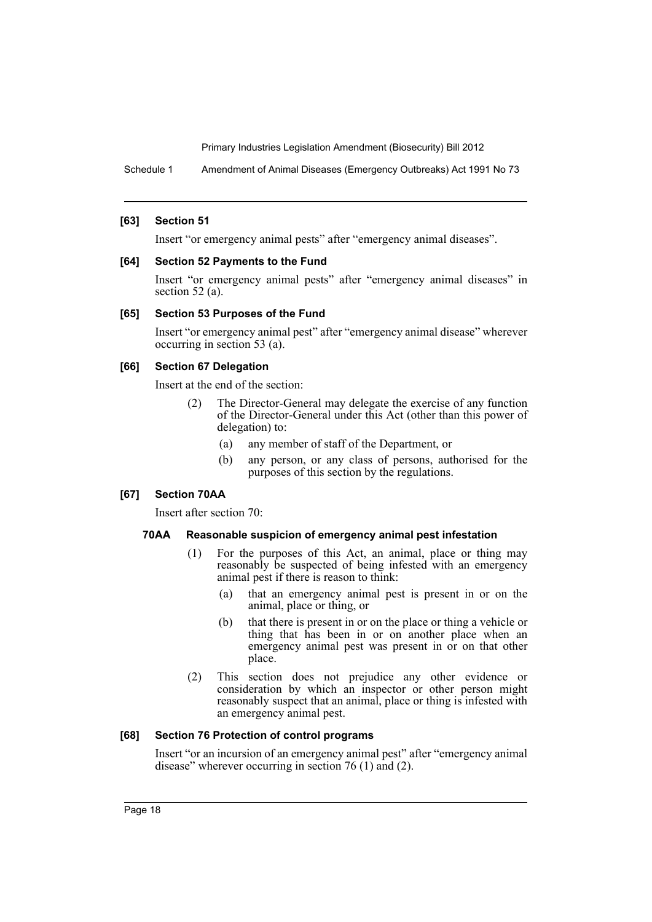### [63] Section 51

Insert "or emergency animal pests" after "emergency animal diseases".

### [64] Section 52 Payments to the Fund

Insert "or emergency animal pests" after "emergency animal diseases" in section 52 (a).

### [65] Section 53 Purposes of the Fund

Insert "or emergency animal pest" after "emergency animal disease" wherever occurring in section 53 (a).

### [66] Section 67 Delegation

Insert at the end of the section:

(2) The Director-General may delegate the exercise of any function of the Director-General under this Act (other than this power of delegation) to:

- (a) any member of staff of the Department, or
- (b) any person, or any class of persons, authorised for the purposes of this section by the regulations.

### [67] Section 70AA

Insert after section 70:

#### 70AA Reasonable suspicion of emergency animal pest infestation

(1) For the purposes of this Act, an animal, place or thing may reasonably be suspected of being infested with an emergency animal pest if there is reason to think:

- (a) that an emergency animal pest is present in or on the animal, place or thing, or
- (b) that there is present in or on the place or thing a vehicle or thing that has been in or on another place when an emergency animal pest was present in or on that other place.

(2) This section does not prejudice any other evidence or consideration by which an inspector or other person might reasonably suspect that an animal, place or thing is infested with an emergency animal pest.

### [68] Section 76 Protection of control programs

Insert "or an incursion of an emergency animal pest" after "emergency animal disease" wherever occurring in section 76 (1) and (2).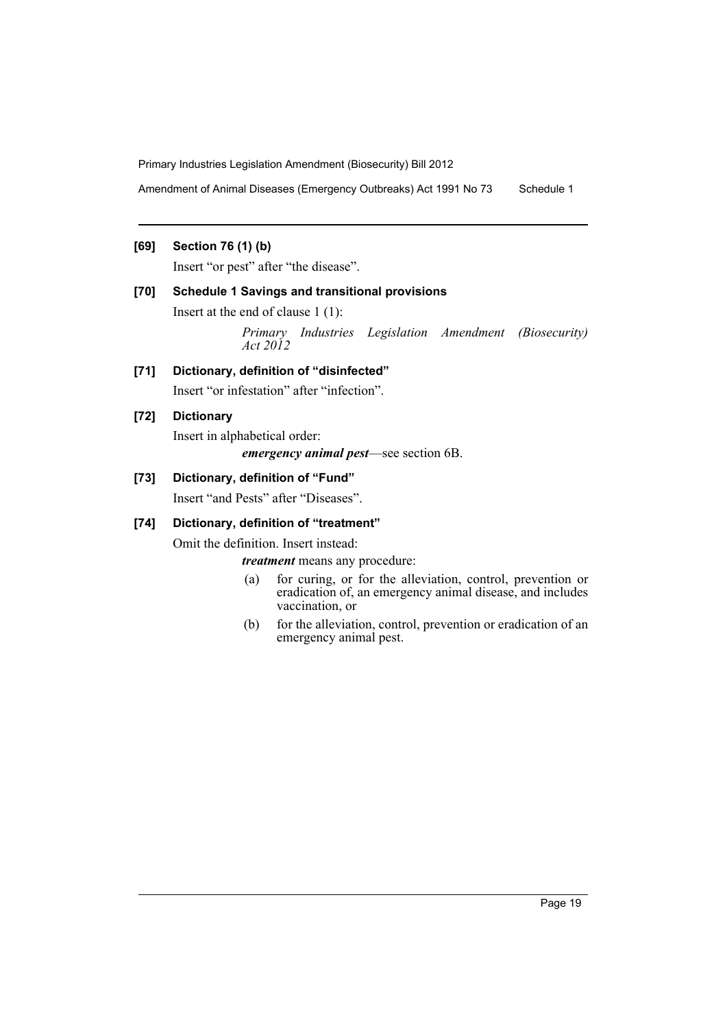**[69] Section 76 (1) (b)**

Insert "or pest" after "the disease".

**[70] Schedule 1 Savings and transitional provisions**

Insert at the end of clause 1 (1):

*Primary Industries Legislation Amendment (Biosecurity) Act 2012*

**[71] Dictionary, definition of "disinfected"**

Insert "or infestation" after "infection".

**[72] Dictionary**

Insert in alphabetical order:

***emergency animal pest***—see section 6B.

**[73] Dictionary, definition of "Fund"**

Insert "and Pests" after "Diseases".

**[74] Dictionary, definition of "treatment"**

Omit the definition. Insert instead:

***treatment*** means any procedure:

(a) for curing, or for the alleviation, control, prevention or eradication of, an emergency animal disease, and includes vaccination, or

(b) for the alleviation, control, prevention or eradication of an emergency animal pest.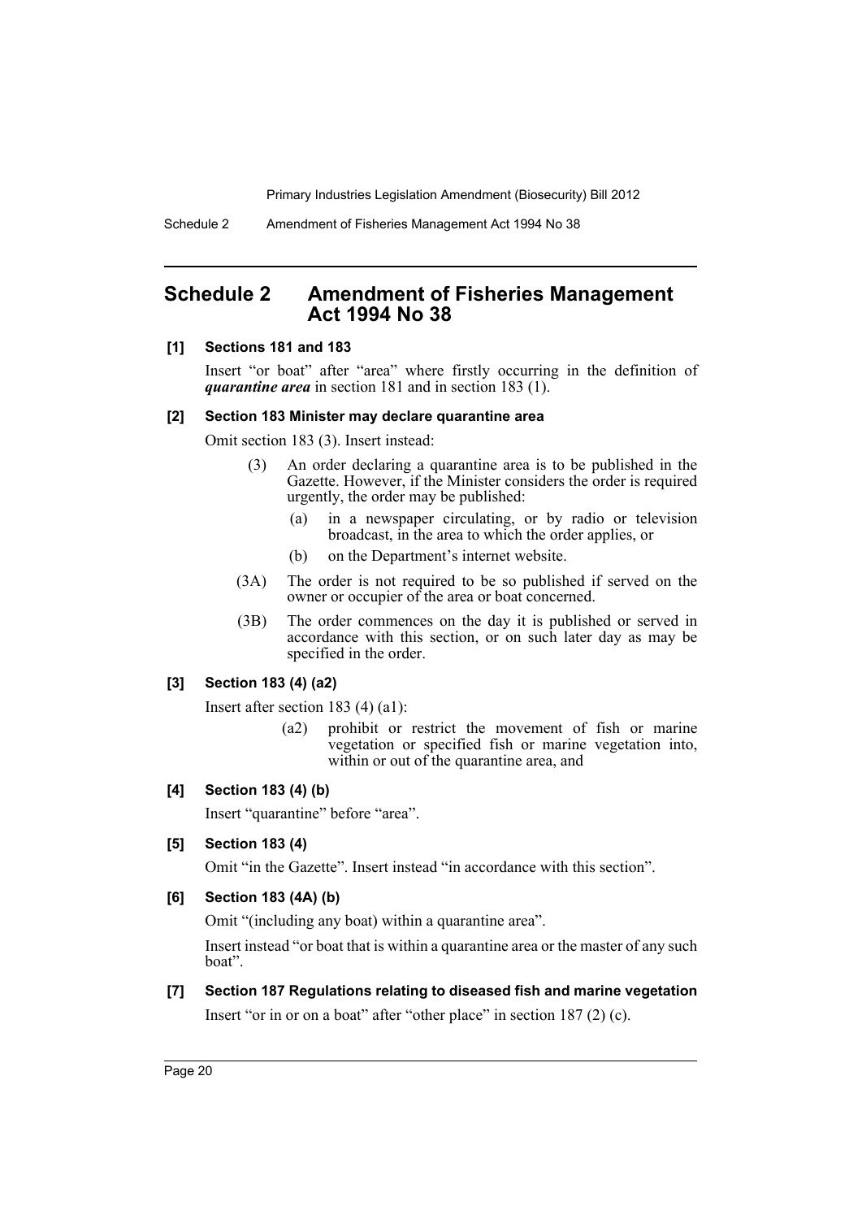# Schedule 2 Amendment of Fisheries Management Act 1994 No 38

**[1] Sections 181 and 183**

Insert "or boat" after "area" where firstly occurring in the definition of ***quarantine area*** in section 181 and in section 183 (1).

**[2] Section 183 Minister may declare quarantine area**

Omit section 183 (3). Insert instead:

> (3) An order declaring a quarantine area is to be published in the Gazette. However, if the Minister considers the order is required urgently, the order may be published:
>
> (a) in a newspaper circulating, or by radio or television broadcast, in the area to which the order applies, or
>
> (b) on the Department's internet website.
>
> (3A) The order is not required to be so published if served on the owner or occupier of the area or boat concerned.
>
> (3B) The order commences on the day it is published or served in accordance with this section, or on such later day as may be specified in the order.

**[3] Section 183 (4) (a2)**

Insert after section 183 (4) (a1):

> (a2) prohibit or restrict the movement of fish or marine vegetation or specified fish or marine vegetation into, within or out of the quarantine area, and

**[4] Section 183 (4) (b)**

Insert "quarantine" before "area".

**[5] Section 183 (4)**

Omit "in the Gazette". Insert instead "in accordance with this section".

**[6] Section 183 (4A) (b)**

Omit "(including any boat) within a quarantine area".

Insert instead "or boat that is within a quarantine area or the master of any such boat".

**[7] Section 187 Regulations relating to diseased fish and marine vegetation**

Insert "or in or on a boat" after "other place" in section 187 (2) (c).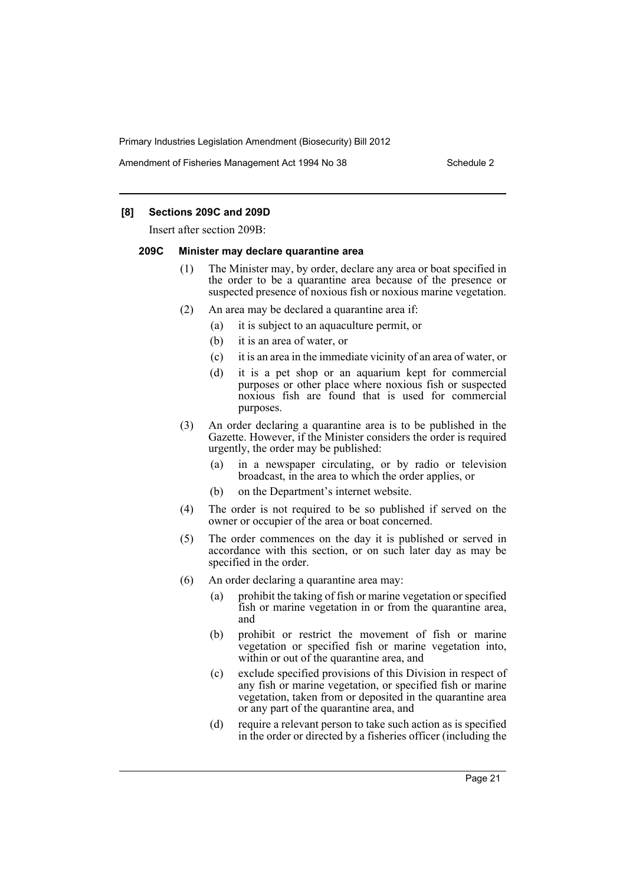**[8] Sections 209C and 209D**

Insert after section 209B:

**209C Minister may declare quarantine area**

(1) The Minister may, by order, declare any area or boat specified in the order to be a quarantine area because of the presence or suspected presence of noxious fish or noxious marine vegetation.

(2) An area may be declared a quarantine area if:

(a) it is subject to an aquaculture permit, or

(b) it is an area of water, or

(c) it is an area in the immediate vicinity of an area of water, or

(d) it is a pet shop or an aquarium kept for commercial purposes or other place where noxious fish or suspected noxious fish are found that is used for commercial purposes.

(3) An order declaring a quarantine area is to be published in the Gazette. However, if the Minister considers the order is required urgently, the order may be published:

(a) in a newspaper circulating, or by radio or television broadcast, in the area to which the order applies, or

(b) on the Department's internet website.

(4) The order is not required to be so published if served on the owner or occupier of the area or boat concerned.

(5) The order commences on the day it is published or served in accordance with this section, or on such later day as may be specified in the order.

(6) An order declaring a quarantine area may:

(a) prohibit the taking of fish or marine vegetation or specified fish or marine vegetation in or from the quarantine area, and

(b) prohibit or restrict the movement of fish or marine vegetation or specified fish or marine vegetation into, within or out of the quarantine area, and

(c) exclude specified provisions of this Division in respect of any fish or marine vegetation, or specified fish or marine vegetation, taken from or deposited in the quarantine area or any part of the quarantine area, and

(d) require a relevant person to take such action as is specified in the order or directed by a fisheries officer (including the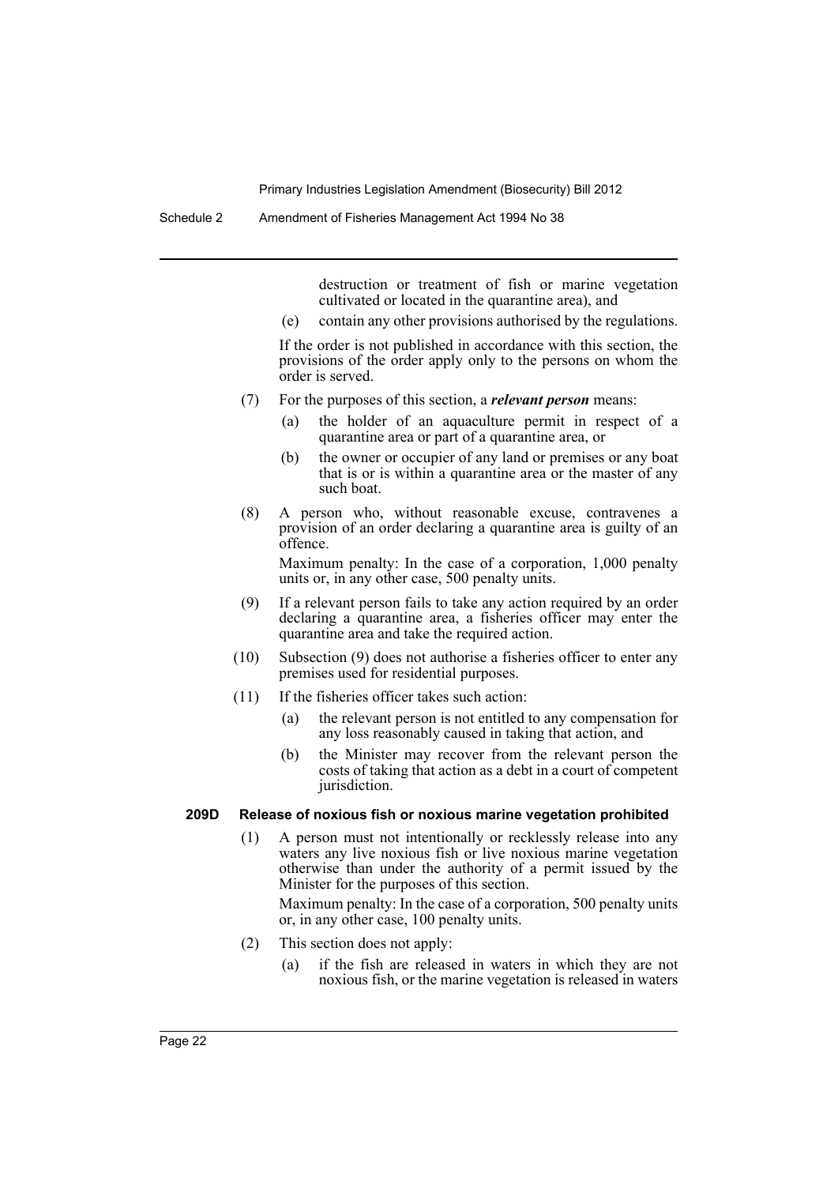destruction or treatment of fish or marine vegetation cultivated or located in the quarantine area), and

(e) contain any other provisions authorised by the regulations.

If the order is not published in accordance with this section, the provisions of the order apply only to the persons on whom the order is served.

(7) For the purposes of this section, a ***relevant person*** means:

(a) the holder of an aquaculture permit in respect of a quarantine area or part of a quarantine area, or

(b) the owner or occupier of any land or premises or any boat that is or is within a quarantine area or the master of any such boat.

(8) A person who, without reasonable excuse, contravenes a provision of an order declaring a quarantine area is guilty of an offence.

Maximum penalty: In the case of a corporation, 1,000 penalty units or, in any other case, 500 penalty units.

(9) If a relevant person fails to take any action required by an order declaring a quarantine area, a fisheries officer may enter the quarantine area and take the required action.

(10) Subsection (9) does not authorise a fisheries officer to enter any premises used for residential purposes.

(11) If the fisheries officer takes such action:

(a) the relevant person is not entitled to any compensation for any loss reasonably caused in taking that action, and

(b) the Minister may recover from the relevant person the costs of taking that action as a debt in a court of competent jurisdiction.

**209D Release of noxious fish or noxious marine vegetation prohibited**

(1) A person must not intentionally or recklessly release into any waters any live noxious fish or live noxious marine vegetation otherwise than under the authority of a permit issued by the Minister for the purposes of this section.

Maximum penalty: In the case of a corporation, 500 penalty units or, in any other case, 100 penalty units.

(2) This section does not apply:

(a) if the fish are released in waters in which they are not noxious fish, or the marine vegetation is released in waters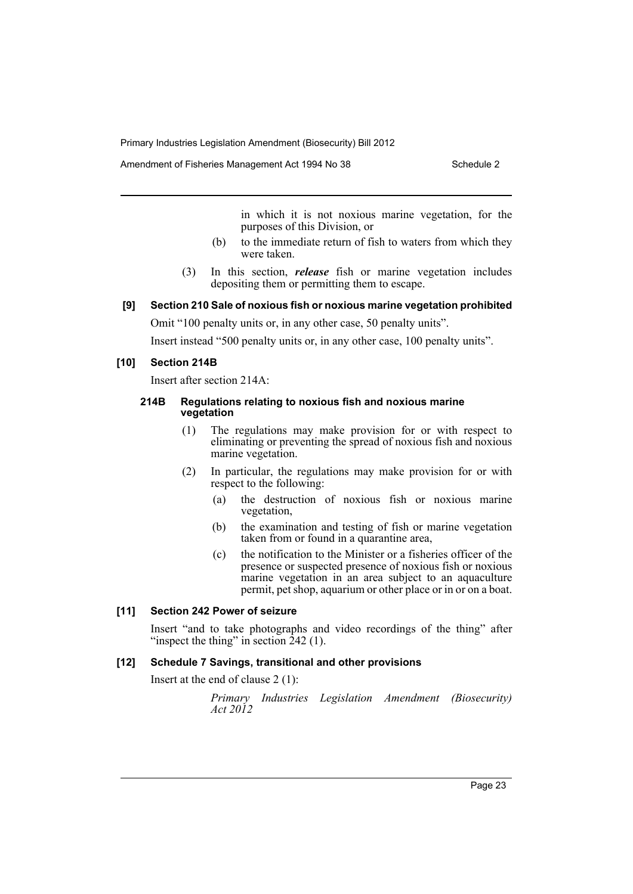in which it is not noxious marine vegetation, for the purposes of this Division, or

(b) to the immediate return of fish to waters from which they were taken.

(3) In this section, ***release*** fish or marine vegetation includes depositing them or permitting them to escape.

### [9] Section 210 Sale of noxious fish or noxious marine vegetation prohibited

Omit "100 penalty units or, in any other case, 50 penalty units".

Insert instead "500 penalty units or, in any other case, 100 penalty units".

### [10] Section 214B

Insert after section 214A:

#### 214B Regulations relating to noxious fish and noxious marine vegetation

(1) The regulations may make provision for or with respect to eliminating or preventing the spread of noxious fish and noxious marine vegetation.

(2) In particular, the regulations may make provision for or with respect to the following:

(a) the destruction of noxious fish or noxious marine vegetation,

(b) the examination and testing of fish or marine vegetation taken from or found in a quarantine area,

(c) the notification to the Minister or a fisheries officer of the presence or suspected presence of noxious fish or noxious marine vegetation in an area subject to an aquaculture permit, pet shop, aquarium or other place or in or on a boat.

### [11] Section 242 Power of seizure

Insert "and to take photographs and video recordings of the thing" after "inspect the thing" in section 242 (1).

### [12] Schedule 7 Savings, transitional and other provisions

Insert at the end of clause 2 (1):

*Primary Industries Legislation Amendment (Biosecurity) Act 2012*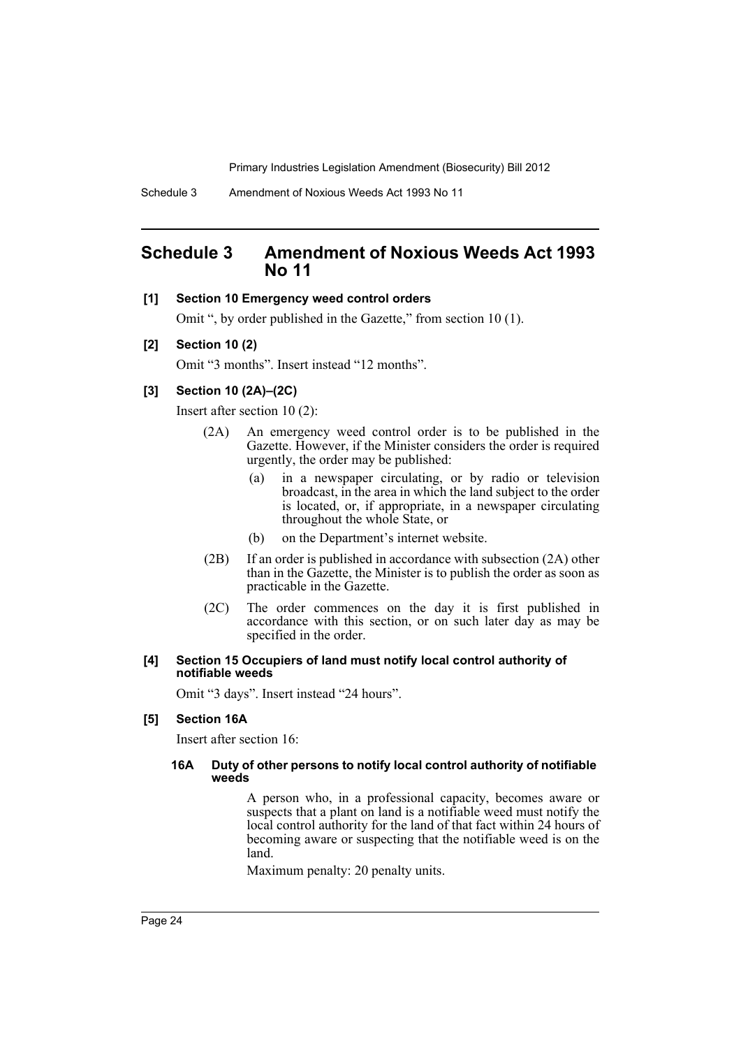# Schedule 3 Amendment of Noxious Weeds Act 1993 No 11

**[1] Section 10 Emergency weed control orders**

Omit ", by order published in the Gazette," from section 10 (1).

**[2] Section 10 (2)**

Omit "3 months". Insert instead "12 months".

**[3] Section 10 (2A)–(2C)**

Insert after section 10 (2):

(2A) An emergency weed control order is to be published in the Gazette. However, if the Minister considers the order is required urgently, the order may be published:

(a) in a newspaper circulating, or by radio or television broadcast, in the area in which the land subject to the order is located, or, if appropriate, in a newspaper circulating throughout the whole State, or

(b) on the Department's internet website.

(2B) If an order is published in accordance with subsection (2A) other than in the Gazette, the Minister is to publish the order as soon as practicable in the Gazette.

(2C) The order commences on the day it is first published in accordance with this section, or on such later day as may be specified in the order.

**[4] Section 15 Occupiers of land must notify local control authority of notifiable weeds**

Omit "3 days". Insert instead "24 hours".

**[5] Section 16A**

Insert after section 16:

**16A Duty of other persons to notify local control authority of notifiable weeds**

A person who, in a professional capacity, becomes aware or suspects that a plant on land is a notifiable weed must notify the local control authority for the land of that fact within 24 hours of becoming aware or suspecting that the notifiable weed is on the land.

Maximum penalty: 20 penalty units.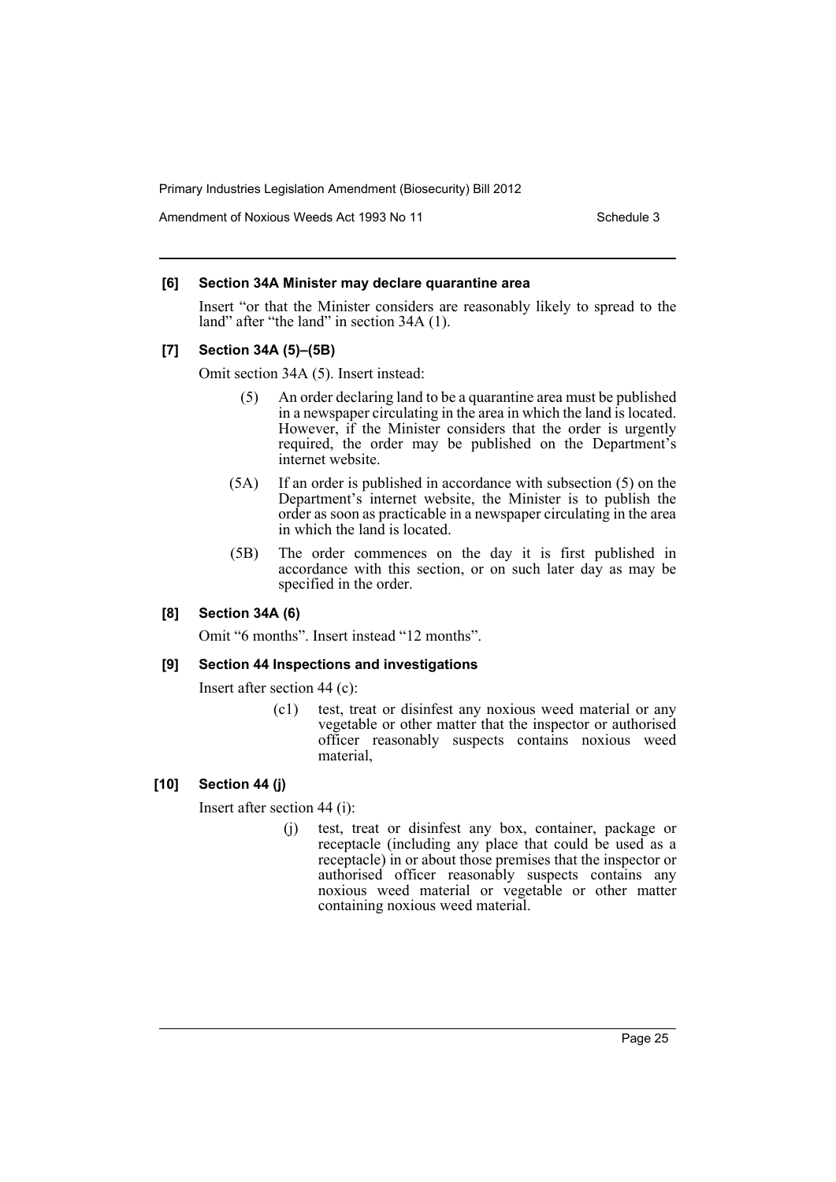#### [6] Section 34A Minister may declare quarantine area

Insert "or that the Minister considers are reasonably likely to spread to the land" after "the land" in section 34A (1).

#### [7] Section 34A (5)–(5B)

Omit section 34A (5). Insert instead:

> (5) An order declaring land to be a quarantine area must be published in a newspaper circulating in the area in which the land is located. However, if the Minister considers that the order is urgently required, the order may be published on the Department's internet website.
>
> (5A) If an order is published in accordance with subsection (5) on the Department's internet website, the Minister is to publish the order as soon as practicable in a newspaper circulating in the area in which the land is located.
>
> (5B) The order commences on the day it is first published in accordance with this section, or on such later day as may be specified in the order.

#### [8] Section 34A (6)

Omit "6 months". Insert instead "12 months".

#### [9] Section 44 Inspections and investigations

Insert after section 44 (c):

> (c1) test, treat or disinfest any noxious weed material or any vegetable or other matter that the inspector or authorised officer reasonably suspects contains noxious weed material,

#### [10] Section 44 (j)

Insert after section 44 (i):

> (j) test, treat or disinfest any box, container, package or receptacle (including any place that could be used as a receptacle) in or about those premises that the inspector or authorised officer reasonably suspects contains any noxious weed material or vegetable or other matter containing noxious weed material.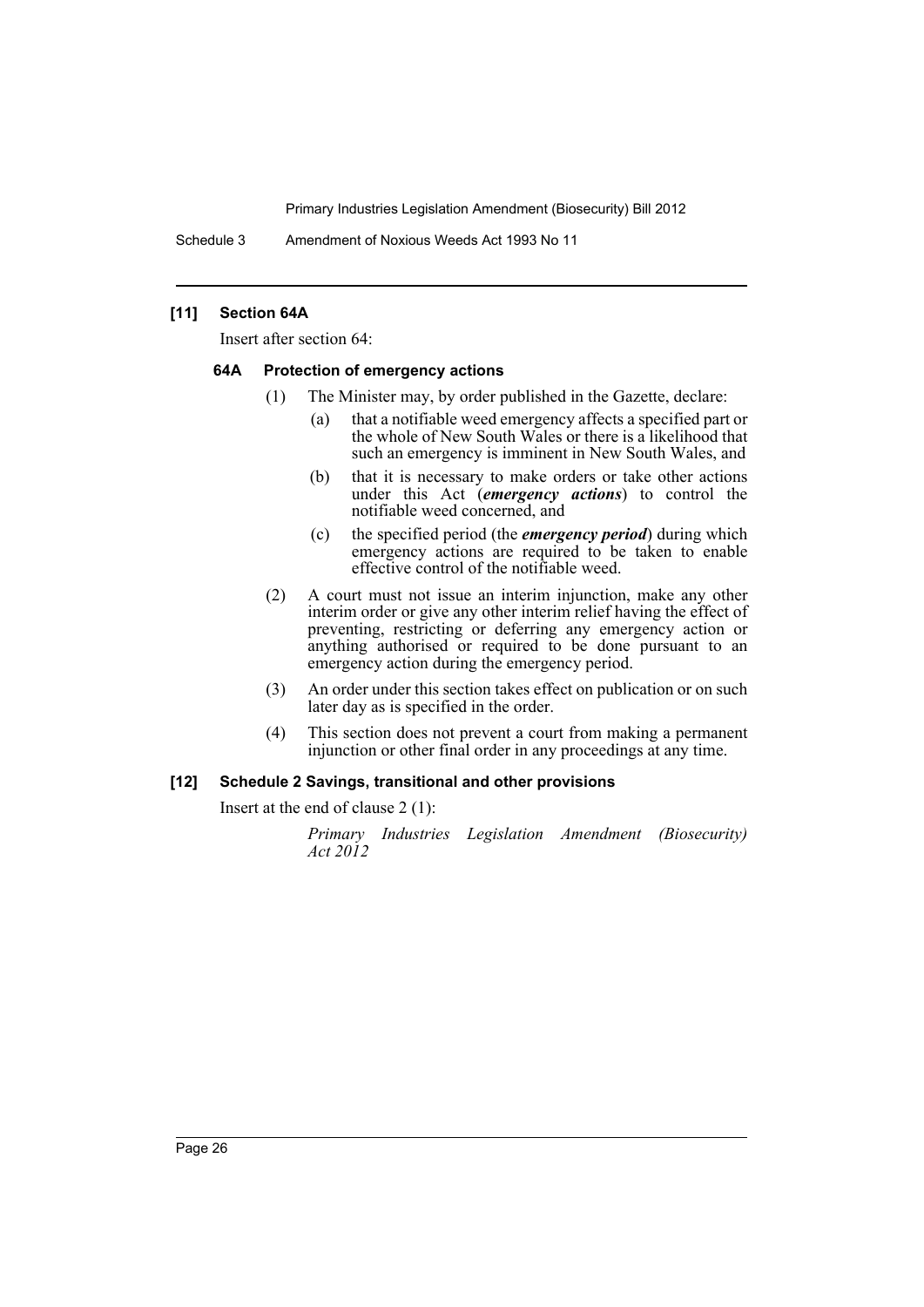### [11] Section 64A

Insert after section 64:

#### 64A Protection of emergency actions

(1) The Minister may, by order published in the Gazette, declare:

(a) that a notifiable weed emergency affects a specified part or the whole of New South Wales or there is a likelihood that such an emergency is imminent in New South Wales, and

(b) that it is necessary to make orders or take other actions under this Act (***emergency actions***) to control the notifiable weed concerned, and

(c) the specified period (the ***emergency period***) during which emergency actions are required to be taken to enable effective control of the notifiable weed.

(2) A court must not issue an interim injunction, make any other interim order or give any other interim relief having the effect of preventing, restricting or deferring any emergency action or anything authorised or required to be done pursuant to an emergency action during the emergency period.

(3) An order under this section takes effect on publication or on such later day as is specified in the order.

(4) This section does not prevent a court from making a permanent injunction or other final order in any proceedings at any time.

### [12] Schedule 2 Savings, transitional and other provisions

Insert at the end of clause 2 (1):

*Primary Industries Legislation Amendment (Biosecurity) Act 2012*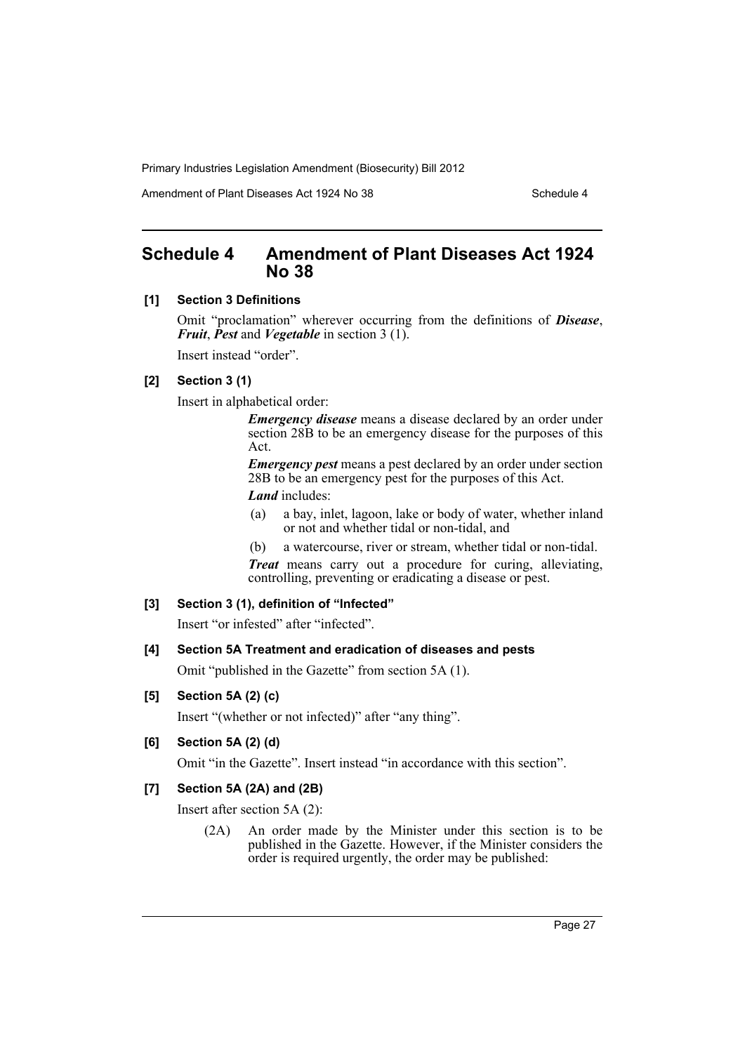## Schedule 4 Amendment of Plant Diseases Act 1924 No 38

**[1] Section 3 Definitions**

Omit "proclamation" wherever occurring from the definitions of ***Disease***, ***Fruit***, ***Pest*** and ***Vegetable*** in section 3 (1).

Insert instead "order".

**[2] Section 3 (1)**

Insert in alphabetical order:

> ***Emergency disease*** means a disease declared by an order under section 28B to be an emergency disease for the purposes of this Act.
>
> ***Emergency pest*** means a pest declared by an order under section 28B to be an emergency pest for the purposes of this Act.
>
> ***Land*** includes:
>
> (a) a bay, inlet, lagoon, lake or body of water, whether inland or not and whether tidal or non-tidal, and
>
> (b) a watercourse, river or stream, whether tidal or non-tidal.
>
> ***Treat*** means carry out a procedure for curing, alleviating, controlling, preventing or eradicating a disease or pest.

**[3] Section 3 (1), definition of "Infected"**

Insert "or infested" after "infected".

**[4] Section 5A Treatment and eradication of diseases and pests**

Omit "published in the Gazette" from section 5A (1).

**[5] Section 5A (2) (c)**

Insert "(whether or not infected)" after "any thing".

**[6] Section 5A (2) (d)**

Omit "in the Gazette". Insert instead "in accordance with this section".

**[7] Section 5A (2A) and (2B)**

Insert after section 5A (2):

> (2A) An order made by the Minister under this section is to be published in the Gazette. However, if the Minister considers the order is required urgently, the order may be published: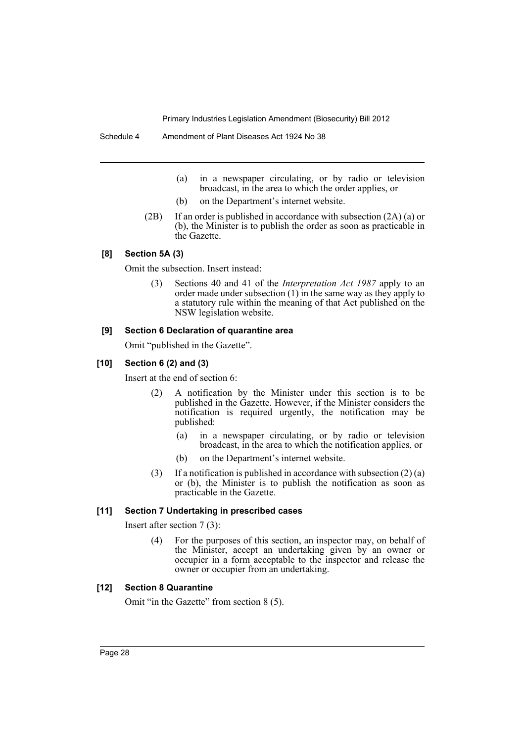(a) in a newspaper circulating, or by radio or television broadcast, in the area to which the order applies, or

(b) on the Department's internet website.

(2B) If an order is published in accordance with subsection (2A) (a) or (b), the Minister is to publish the order as soon as practicable in the Gazette.

### [8] Section 5A (3)

Omit the subsection. Insert instead:

(3) Sections 40 and 41 of the *Interpretation Act 1987* apply to an order made under subsection (1) in the same way as they apply to a statutory rule within the meaning of that Act published on the NSW legislation website.

### [9] Section 6 Declaration of quarantine area

Omit "published in the Gazette".

### [10] Section 6 (2) and (3)

Insert at the end of section 6:

(2) A notification by the Minister under this section is to be published in the Gazette. However, if the Minister considers the notification is required urgently, the notification may be published:

(a) in a newspaper circulating, or by radio or television broadcast, in the area to which the notification applies, or

(b) on the Department's internet website.

(3) If a notification is published in accordance with subsection (2) (a) or (b), the Minister is to publish the notification as soon as practicable in the Gazette.

### [11] Section 7 Undertaking in prescribed cases

Insert after section 7 (3):

(4) For the purposes of this section, an inspector may, on behalf of the Minister, accept an undertaking given by an owner or occupier in a form acceptable to the inspector and release the owner or occupier from an undertaking.

### [12] Section 8 Quarantine

Omit "in the Gazette" from section 8 (5).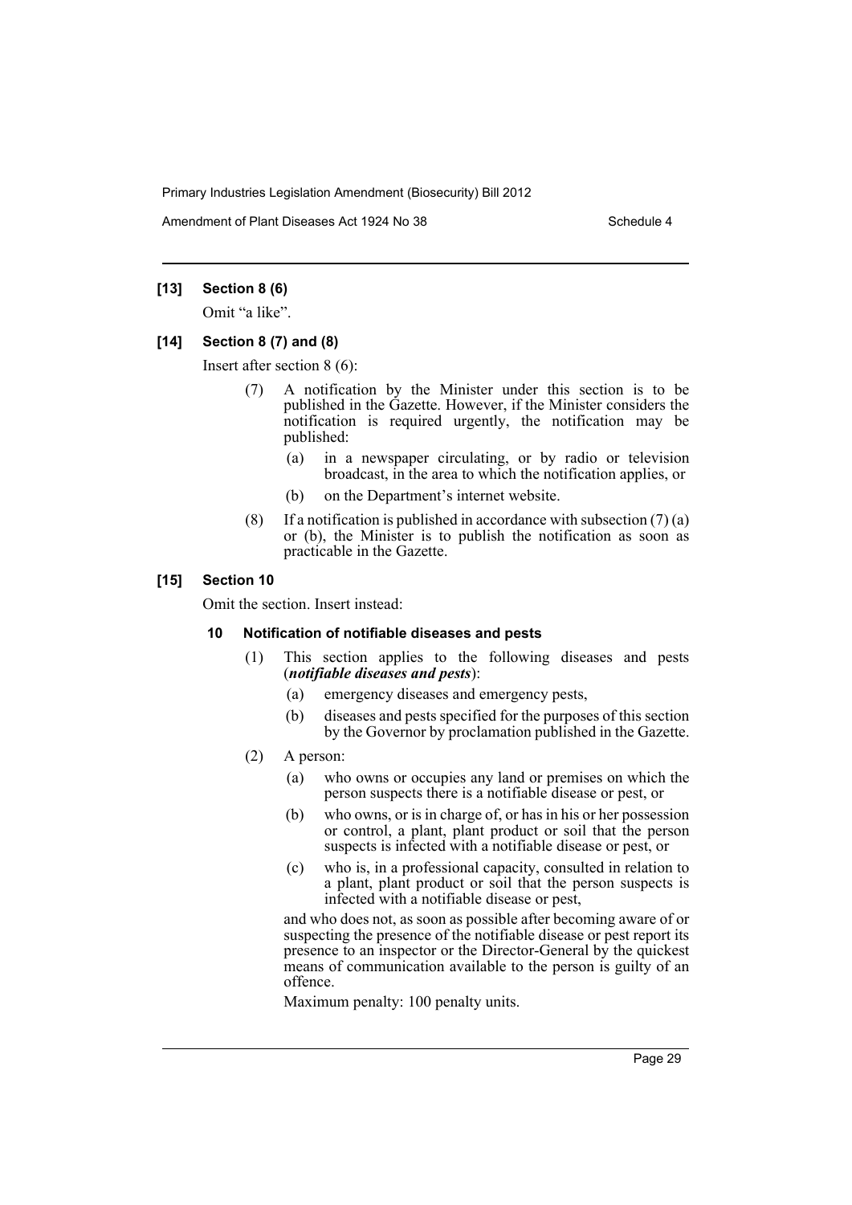### [13] Section 8 (6)

Omit "a like".

### [14] Section 8 (7) and (8)

Insert after section 8 (6):

(7) A notification by the Minister under this section is to be published in the Gazette. However, if the Minister considers the notification is required urgently, the notification may be published:

(a) in a newspaper circulating, or by radio or television broadcast, in the area to which the notification applies, or

(b) on the Department's internet website.

(8) If a notification is published in accordance with subsection (7) (a) or (b), the Minister is to publish the notification as soon as practicable in the Gazette.

### [15] Section 10

Omit the section. Insert instead:

#### 10 Notification of notifiable diseases and pests

(1) This section applies to the following diseases and pests (***notifiable diseases and pests***):

(a) emergency diseases and emergency pests,

(b) diseases and pests specified for the purposes of this section by the Governor by proclamation published in the Gazette.

(2) A person:

(a) who owns or occupies any land or premises on which the person suspects there is a notifiable disease or pest, or

(b) who owns, or is in charge of, or has in his or her possession or control, a plant, plant product or soil that the person suspects is infected with a notifiable disease or pest, or

(c) who is, in a professional capacity, consulted in relation to a plant, plant product or soil that the person suspects is infected with a notifiable disease or pest,

and who does not, as soon as possible after becoming aware of or suspecting the presence of the notifiable disease or pest report its presence to an inspector or the Director-General by the quickest means of communication available to the person is guilty of an offence.

Maximum penalty: 100 penalty units.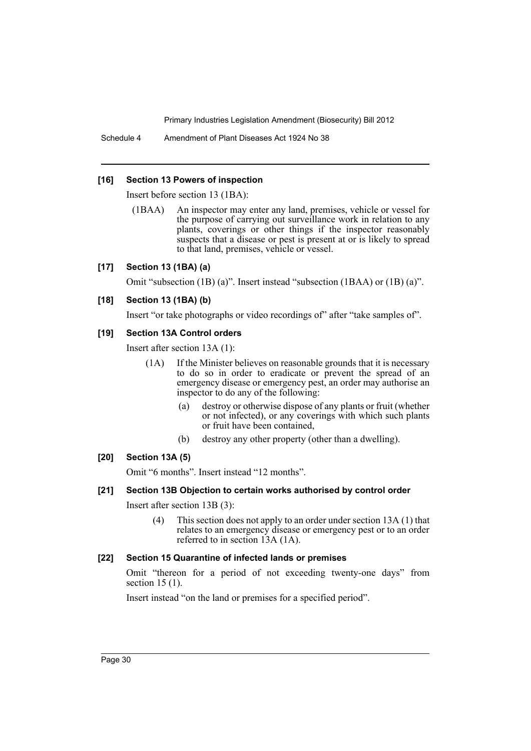**[16] Section 13 Powers of inspection**

Insert before section 13 (1BA):

(1BAA) An inspector may enter any land, premises, vehicle or vessel for the purpose of carrying out surveillance work in relation to any plants, coverings or other things if the inspector reasonably suspects that a disease or pest is present at or is likely to spread to that land, premises, vehicle or vessel.

**[17] Section 13 (1BA) (a)**

Omit "subsection (1B) (a)". Insert instead "subsection (1BAA) or (1B) (a)".

**[18] Section 13 (1BA) (b)**

Insert "or take photographs or video recordings of" after "take samples of".

**[19] Section 13A Control orders**

Insert after section 13A (1):

(1A) If the Minister believes on reasonable grounds that it is necessary to do so in order to eradicate or prevent the spread of an emergency disease or emergency pest, an order may authorise an inspector to do any of the following:

(a) destroy or otherwise dispose of any plants or fruit (whether or not infected), or any coverings with which such plants or fruit have been contained,

(b) destroy any other property (other than a dwelling).

**[20] Section 13A (5)**

Omit "6 months". Insert instead "12 months".

**[21] Section 13B Objection to certain works authorised by control order**

Insert after section 13B (3):

(4) This section does not apply to an order under section 13A (1) that relates to an emergency disease or emergency pest or to an order referred to in section 13A (1A).

**[22] Section 15 Quarantine of infected lands or premises**

Omit "thereon for a period of not exceeding twenty-one days" from section 15 (1).

Insert instead "on the land or premises for a specified period".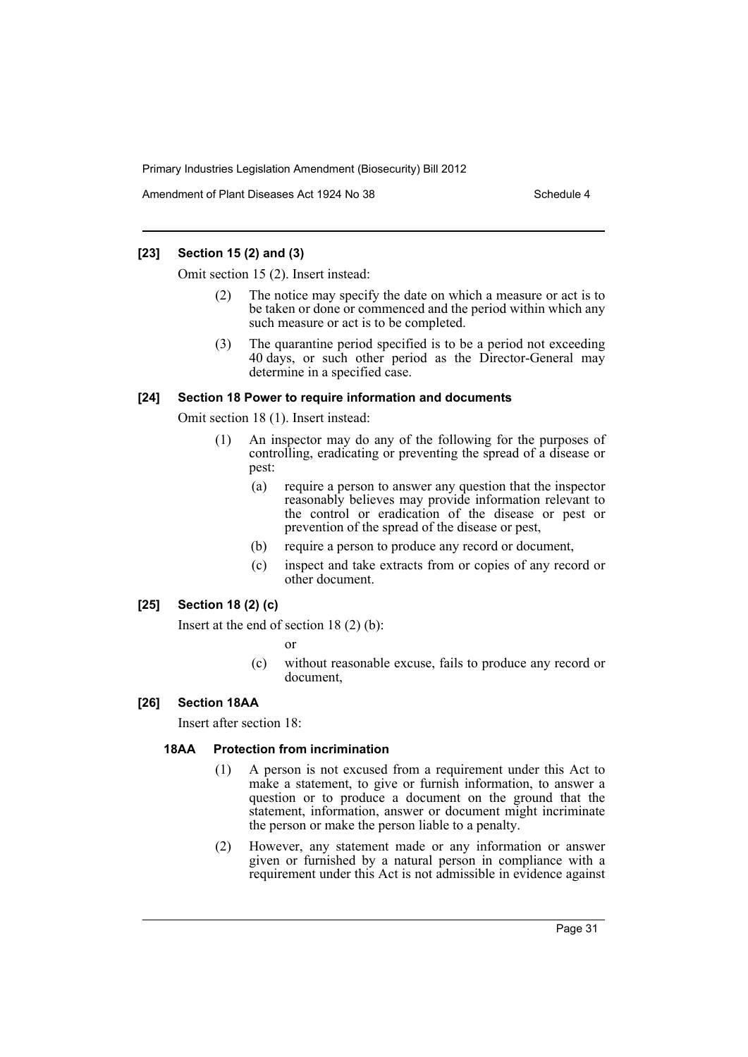### [23] Section 15 (2) and (3)

Omit section 15 (2). Insert instead:

(2) The notice may specify the date on which a measure or act is to be taken or done or commenced and the period within which any such measure or act is to be completed.

(3) The quarantine period specified is to be a period not exceeding 40 days, or such other period as the Director-General may determine in a specified case.

### [24] Section 18 Power to require information and documents

Omit section 18 (1). Insert instead:

(1) An inspector may do any of the following for the purposes of controlling, eradicating or preventing the spread of a disease or pest:

(a) require a person to answer any question that the inspector reasonably believes may provide information relevant to the control or eradication of the disease or pest or prevention of the spread of the disease or pest,

(b) require a person to produce any record or document,

(c) inspect and take extracts from or copies of any record or other document.

### [25] Section 18 (2) (c)

Insert at the end of section 18 (2) (b):

or

(c) without reasonable excuse, fails to produce any record or document,

### [26] Section 18AA

Insert after section 18:

#### 18AA Protection from incrimination

(1) A person is not excused from a requirement under this Act to make a statement, to give or furnish information, to answer a question or to produce a document on the ground that the statement, information, answer or document might incriminate the person or make the person liable to a penalty.

(2) However, any statement made or any information or answer given or furnished by a natural person in compliance with a requirement under this Act is not admissible in evidence against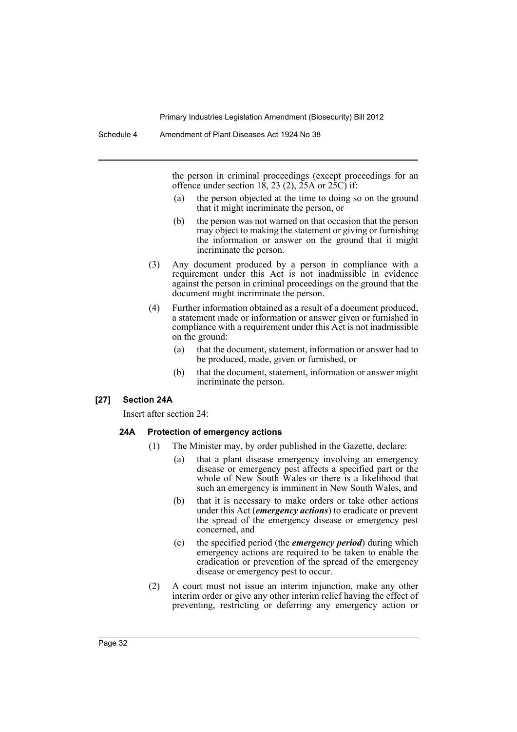the person in criminal proceedings (except proceedings for an offence under section 18, 23 (2), 25A or 25C) if:

(a) the person objected at the time to doing so on the ground that it might incriminate the person, or

(b) the person was not warned on that occasion that the person may object to making the statement or giving or furnishing the information or answer on the ground that it might incriminate the person.

(3) Any document produced by a person in compliance with a requirement under this Act is not inadmissible in evidence against the person in criminal proceedings on the ground that the document might incriminate the person.

(4) Further information obtained as a result of a document produced, a statement made or information or answer given or furnished in compliance with a requirement under this Act is not inadmissible on the ground:

(a) that the document, statement, information or answer had to be produced, made, given or furnished, or

(b) that the document, statement, information or answer might incriminate the person.

**[27] Section 24A**

Insert after section 24:

**24A Protection of emergency actions**

(1) The Minister may, by order published in the Gazette, declare:

(a) that a plant disease emergency involving an emergency disease or emergency pest affects a specified part or the whole of New South Wales or there is a likelihood that such an emergency is imminent in New South Wales, and

(b) that it is necessary to make orders or take other actions under this Act (***emergency actions***) to eradicate or prevent the spread of the emergency disease or emergency pest concerned, and

(c) the specified period (the ***emergency period***) during which emergency actions are required to be taken to enable the eradication or prevention of the spread of the emergency disease or emergency pest to occur.

(2) A court must not issue an interim injunction, make any other interim order or give any other interim relief having the effect of preventing, restricting or deferring any emergency action or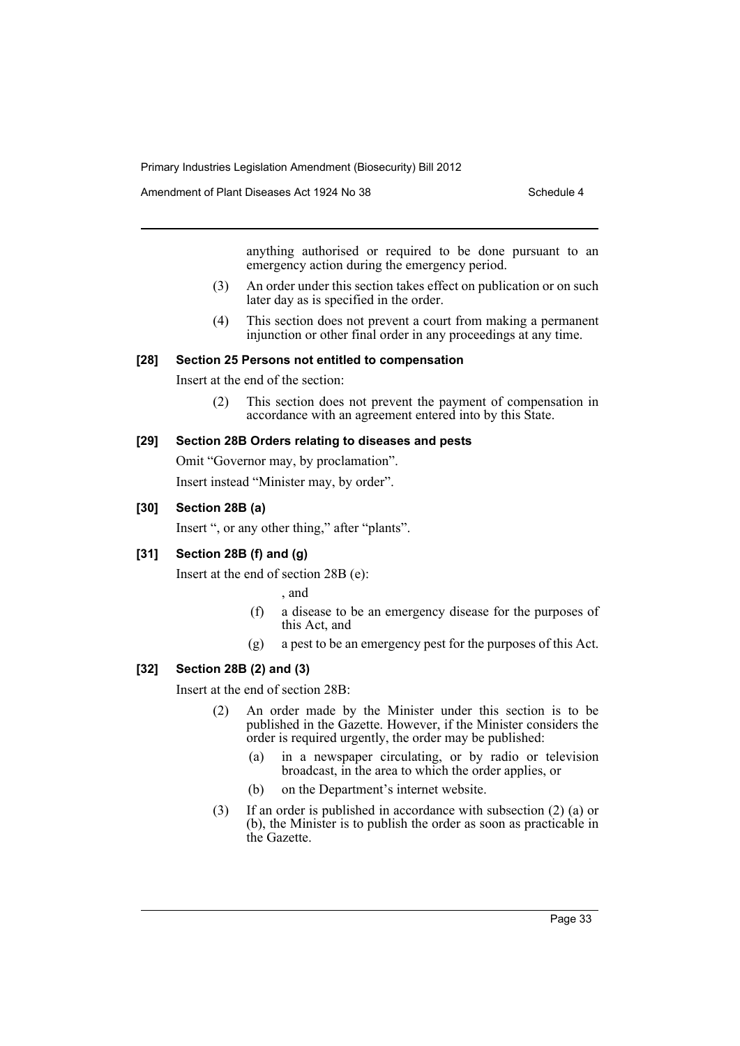anything authorised or required to be done pursuant to an emergency action during the emergency period.

(3) An order under this section takes effect on publication or on such later day as is specified in the order.

(4) This section does not prevent a court from making a permanent injunction or other final order in any proceedings at any time.

### [28] Section 25 Persons not entitled to compensation

Insert at the end of the section:

(2) This section does not prevent the payment of compensation in accordance with an agreement entered into by this State.

### [29] Section 28B Orders relating to diseases and pests

Omit "Governor may, by proclamation".

Insert instead "Minister may, by order".

### [30] Section 28B (a)

Insert ", or any other thing," after "plants".

### [31] Section 28B (f) and (g)

Insert at the end of section 28B (e):

, and

(f) a disease to be an emergency disease for the purposes of this Act, and

(g) a pest to be an emergency pest for the purposes of this Act.

### [32] Section 28B (2) and (3)

Insert at the end of section 28B:

(2) An order made by the Minister under this section is to be published in the Gazette. However, if the Minister considers the order is required urgently, the order may be published:

(a) in a newspaper circulating, or by radio or television broadcast, in the area to which the order applies, or

(b) on the Department's internet website.

(3) If an order is published in accordance with subsection (2) (a) or (b), the Minister is to publish the order as soon as practicable in the Gazette.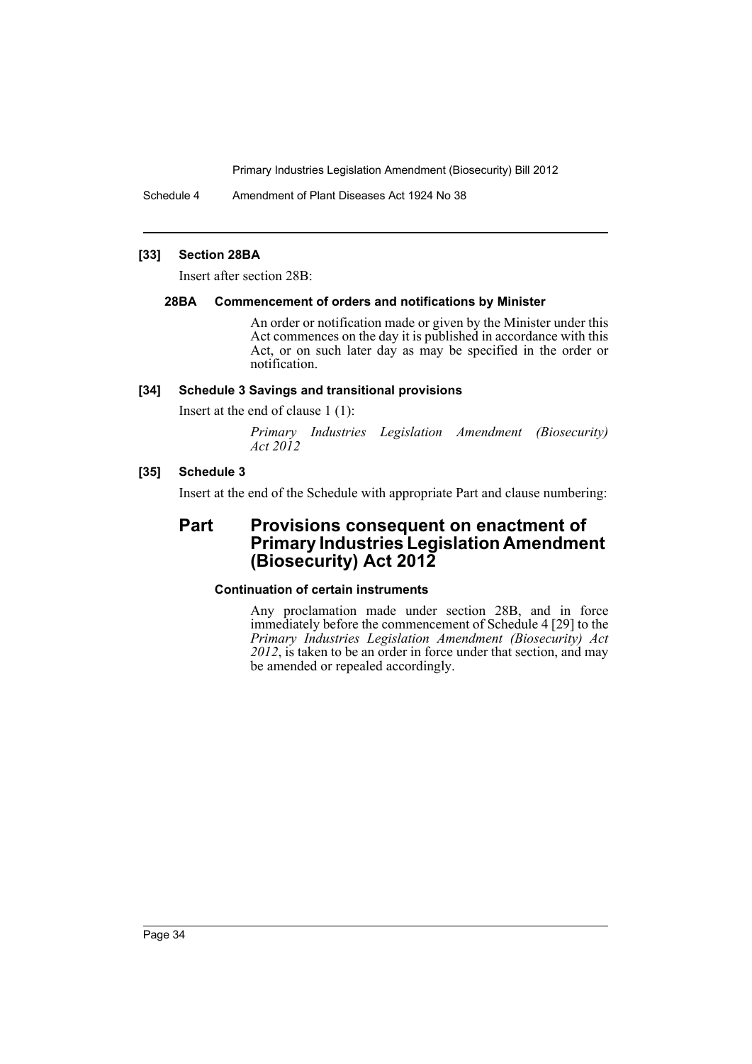### [33] Section 28BA

Insert after section 28B:

#### 28BA Commencement of orders and notifications by Minister

An order or notification made or given by the Minister under this Act commences on the day it is published in accordance with this Act, or on such later day as may be specified in the order or notification.

### [34] Schedule 3 Savings and transitional provisions

Insert at the end of clause 1 (1):

*Primary Industries Legislation Amendment (Biosecurity) Act 2012*

### [35] Schedule 3

Insert at the end of the Schedule with appropriate Part and clause numbering:

## Part Provisions consequent on enactment of Primary Industries Legislation Amendment (Biosecurity) Act 2012

#### Continuation of certain instruments

Any proclamation made under section 28B, and in force immediately before the commencement of Schedule 4 [29] to the *Primary Industries Legislation Amendment (Biosecurity) Act 2012*, is taken to be an order in force under that section, and may be amended or repealed accordingly.